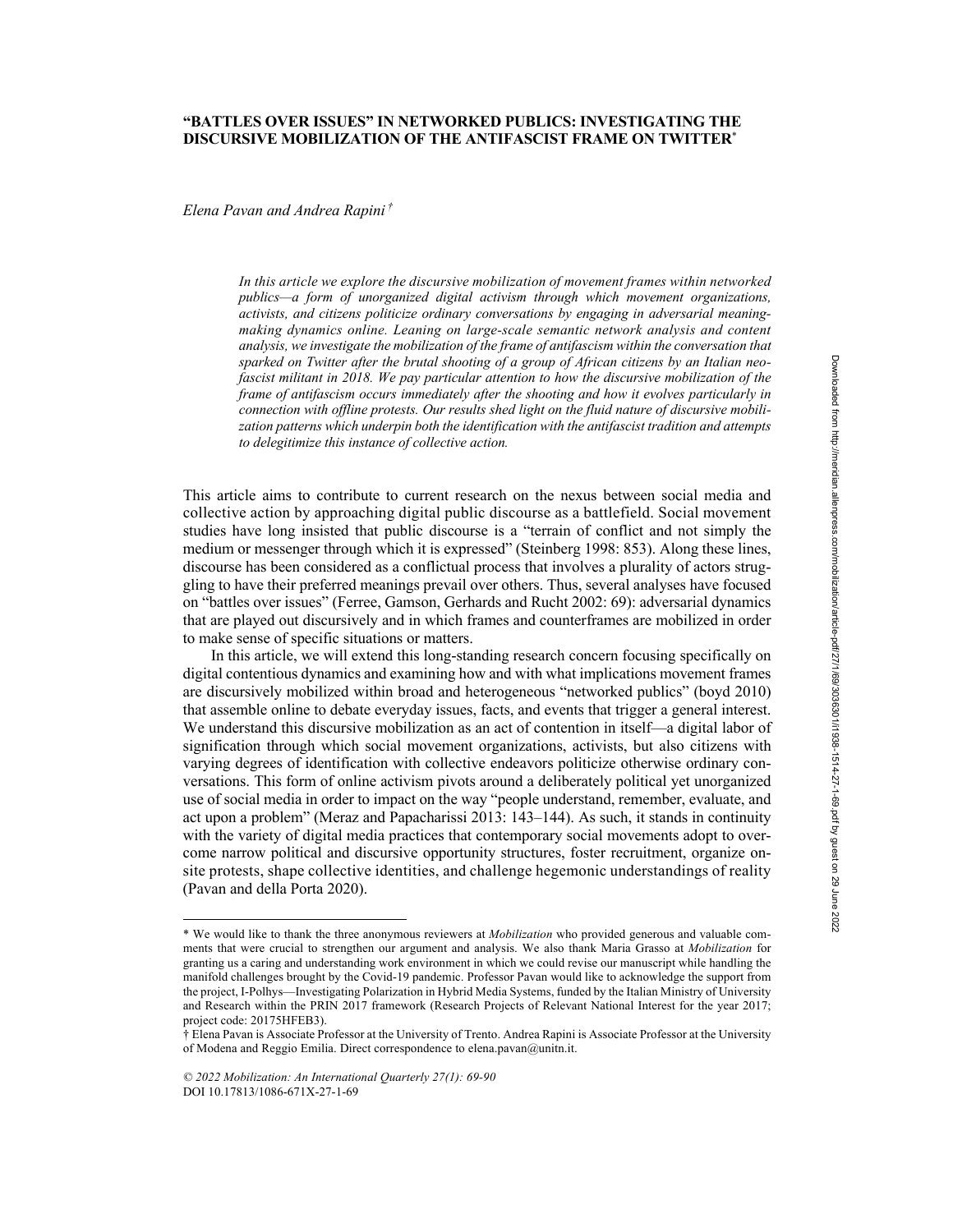# "BATTLES OVER ISSUES" IN NETWORKED PUBLICS: INVESTIGATING THE DISCURSIVE MOBILIZATION OF THE ANTIFASCIST FRAME ON TWITTER*

*Elena Pavan and Andrea Rapini †*

*In this article we explore the discursive mobilization of movement frames within networked publics—a form of unorganized digital activism through which movement organizations, activists, and citizens politicize ordinary conversations by engaging in adversarial meaning-making dynamics online. Leaning on large-scale semantic network analysis and content analysis, we investigate the mobilization of the frame of antifascism within the conversation that sparked on Twitter after the brutal shooting of a group of African citizens by an Italian neo-fascist militant in 2018. We pay particular attention to how the discursive mobilization of the frame of antifascism occurs immediately after the shooting and how it evolves particularly in connection with offline protests. Our results shed light on the fluid nature of discursive mobilization patterns which underpin both the identification with the antifascist tradition and attempts to delegitimize this instance of collective action.*

This article aims to contribute to current research on the nexus between social media and collective action by approaching digital public discourse as a battlefield. Social movement studies have long insisted that public discourse is a "terrain of conflict and not simply the medium or messenger through which it is expressed" (Steinberg 1998: 853). Along these lines, discourse has been considered as a conflictual process that involves a plurality of actors struggling to have their preferred meanings prevail over others. Thus, several analyses have focused on "battles over issues" (Ferree, Gamson, Gerhards and Rucht 2002: 69): adversarial dynamics that are played out discursively and in which frames and counterframes are mobilized in order to make sense of specific situations or matters.

In this article, we will extend this long-standing research concern focusing specifically on digital contentious dynamics and examining how and with what implications movement frames are discursively mobilized within broad and heterogeneous "networked publics" (boyd 2010) that assemble online to debate everyday issues, facts, and events that trigger a general interest. We understand this discursive mobilization as an act of contention in itself—a digital labor of signification through which social movement organizations, activists, but also citizens with varying degrees of identification with collective endeavors politicize otherwise ordinary conversations. This form of online activism pivots around a deliberately political yet unorganized use of social media in order to impact on the way "people understand, remember, evaluate, and act upon a problem" (Meraz and Papacharissi 2013: 143–144). As such, it stands in continuity with the variety of digital media practices that contemporary social movements adopt to overcome narrow political and discursive opportunity structures, foster recruitment, organize on-site protests, shape collective identities, and challenge hegemonic understandings of reality (Pavan and della Porta 2020).

---

\* We would like to thank the three anonymous reviewers at *Mobilization* who provided generous and valuable comments that were crucial to strengthen our argument and analysis. We also thank Maria Grasso at *Mobilization* for granting us a caring and understanding work environment in which we could revise our manuscript while handling the manifold challenges brought by the Covid-19 pandemic. Professor Pavan would like to acknowledge the support from the project, I-Polhys—Investigating Polarization in Hybrid Media Systems, funded by the Italian Ministry of University and Research within the PRIN 2017 framework (Research Projects of Relevant National Interest for the year 2017; project code: 20175HFEB3).

† Elena Pavan is Associate Professor at the University of Trento. Andrea Rapini is Associate Professor at the University of Modena and Reggio Emilia. Direct correspondence to elena.pavan@unitn.it.

*© 2022 Mobilization: An International Quarterly 27(1): 69-90*
DOI 10.17813/1086-671X-27-1-69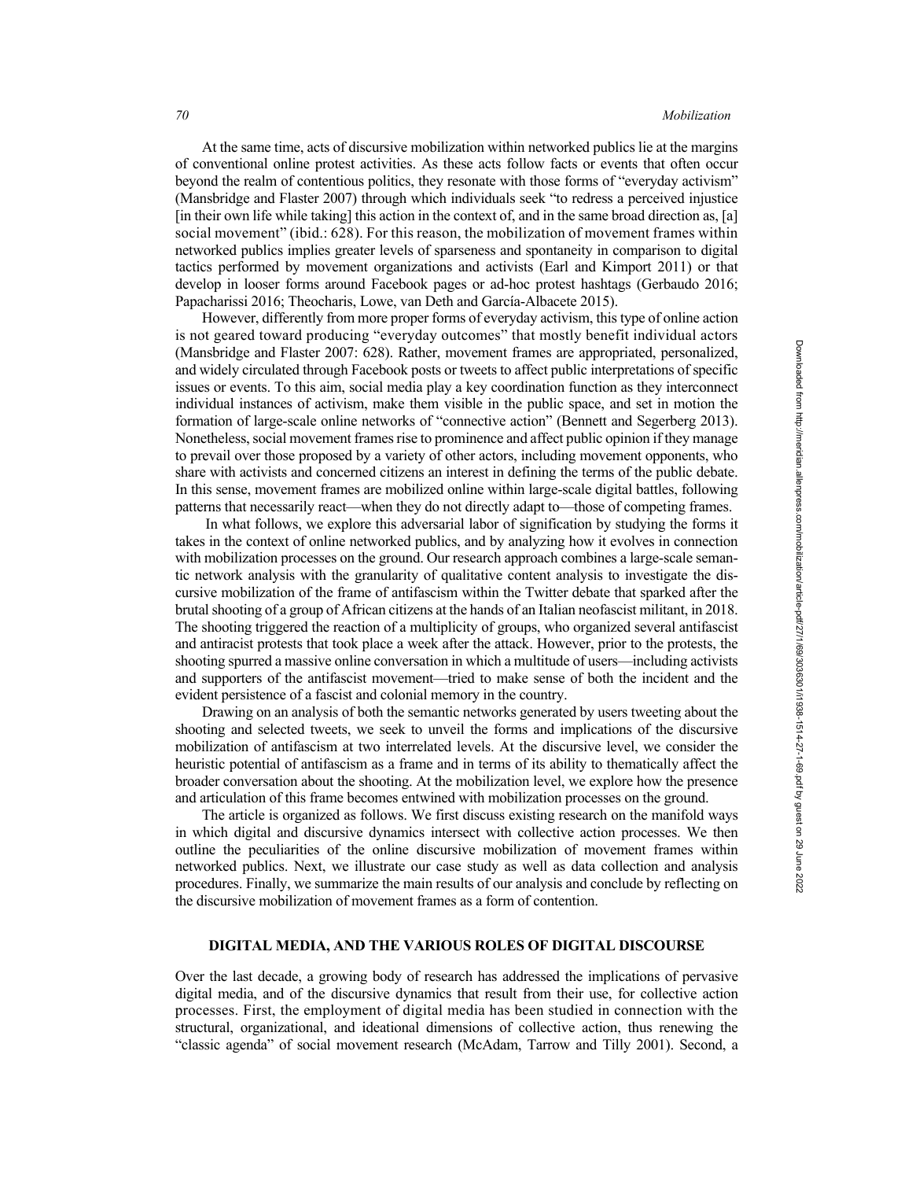At the same time, acts of discursive mobilization within networked publics lie at the margins of conventional online protest activities. As these acts follow facts or events that often occur beyond the realm of contentious politics, they resonate with those forms of "everyday activism" (Mansbridge and Flaster 2007) through which individuals seek "to redress a perceived injustice [in their own life while taking] this action in the context of, and in the same broad direction as, [a] social movement" (ibid.: 628). For this reason, the mobilization of movement frames within networked publics implies greater levels of sparseness and spontaneity in comparison to digital tactics performed by movement organizations and activists (Earl and Kimport 2011) or that develop in looser forms around Facebook pages or ad-hoc protest hashtags (Gerbaudo 2016; Papacharissi 2016; Theocharis, Lowe, van Deth and García-Albacete 2015).

However, differently from more proper forms of everyday activism, this type of online action is not geared toward producing "everyday outcomes" that mostly benefit individual actors (Mansbridge and Flaster 2007: 628). Rather, movement frames are appropriated, personalized, and widely circulated through Facebook posts or tweets to affect public interpretations of specific issues or events. To this aim, social media play a key coordination function as they interconnect individual instances of activism, make them visible in the public space, and set in motion the formation of large-scale online networks of "connective action" (Bennett and Segerberg 2013). Nonetheless, social movement frames rise to prominence and affect public opinion if they manage to prevail over those proposed by a variety of other actors, including movement opponents, who share with activists and concerned citizens an interest in defining the terms of the public debate. In this sense, movement frames are mobilized online within large-scale digital battles, following patterns that necessarily react—when they do not directly adapt to—those of competing frames.

In what follows, we explore this adversarial labor of signification by studying the forms it takes in the context of online networked publics, and by analyzing how it evolves in connection with mobilization processes on the ground. Our research approach combines a large-scale semantic network analysis with the granularity of qualitative content analysis to investigate the discursive mobilization of the frame of antifascism within the Twitter debate that sparked after the brutal shooting of a group of African citizens at the hands of an Italian neofascist militant, in 2018. The shooting triggered the reaction of a multiplicity of groups, who organized several antifascist and antiracist protests that took place a week after the attack. However, prior to the protests, the shooting spurred a massive online conversation in which a multitude of users—including activists and supporters of the antifascist movement—tried to make sense of both the incident and the evident persistence of a fascist and colonial memory in the country.

Drawing on an analysis of both the semantic networks generated by users tweeting about the shooting and selected tweets, we seek to unveil the forms and implications of the discursive mobilization of antifascism at two interrelated levels. At the discursive level, we consider the heuristic potential of antifascism as a frame and in terms of its ability to thematically affect the broader conversation about the shooting. At the mobilization level, we explore how the presence and articulation of this frame becomes entwined with mobilization processes on the ground.

The article is organized as follows. We first discuss existing research on the manifold ways in which digital and discursive dynamics intersect with collective action processes. We then outline the peculiarities of the online discursive mobilization of movement frames within networked publics. Next, we illustrate our case study as well as data collection and analysis procedures. Finally, we summarize the main results of our analysis and conclude by reflecting on the discursive mobilization of movement frames as a form of contention.

## DIGITAL MEDIA, AND THE VARIOUS ROLES OF DIGITAL DISCOURSE

Over the last decade, a growing body of research has addressed the implications of pervasive digital media, and of the discursive dynamics that result from their use, for collective action processes. First, the employment of digital media has been studied in connection with the structural, organizational, and ideational dimensions of collective action, thus renewing the "classic agenda" of social movement research (McAdam, Tarrow and Tilly 2001). Second, a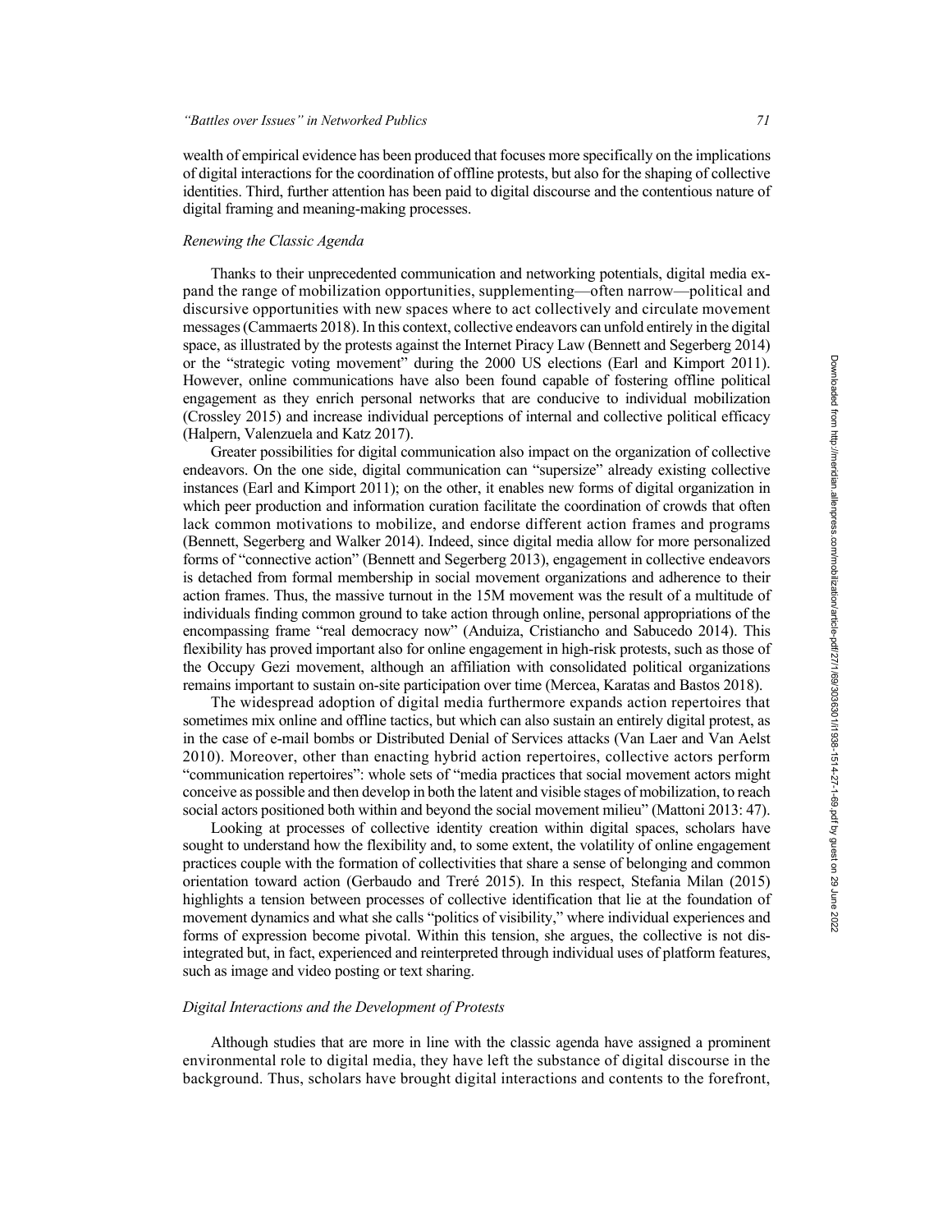wealth of empirical evidence has been produced that focuses more specifically on the implications of digital interactions for the coordination of offline protests, but also for the shaping of collective identities. Third, further attention has been paid to digital discourse and the contentious nature of digital framing and meaning-making processes.

### *Renewing the Classic Agenda*

Thanks to their unprecedented communication and networking potentials, digital media expand the range of mobilization opportunities, supplementing—often narrow—political and discursive opportunities with new spaces where to act collectively and circulate movement messages (Cammaerts 2018). In this context, collective endeavors can unfold entirely in the digital space, as illustrated by the protests against the Internet Piracy Law (Bennett and Segerberg 2014) or the "strategic voting movement" during the 2000 US elections (Earl and Kimport 2011). However, online communications have also been found capable of fostering offline political engagement as they enrich personal networks that are conducive to individual mobilization (Crossley 2015) and increase individual perceptions of internal and collective political efficacy (Halpern, Valenzuela and Katz 2017).

Greater possibilities for digital communication also impact on the organization of collective endeavors. On the one side, digital communication can "supersize" already existing collective instances (Earl and Kimport 2011); on the other, it enables new forms of digital organization in which peer production and information curation facilitate the coordination of crowds that often lack common motivations to mobilize, and endorse different action frames and programs (Bennett, Segerberg and Walker 2014). Indeed, since digital media allow for more personalized forms of "connective action" (Bennett and Segerberg 2013), engagement in collective endeavors is detached from formal membership in social movement organizations and adherence to their action frames. Thus, the massive turnout in the 15M movement was the result of a multitude of individuals finding common ground to take action through online, personal appropriations of the encompassing frame "real democracy now" (Anduiza, Cristiancho and Sabucedo 2014). This flexibility has proved important also for online engagement in high-risk protests, such as those of the Occupy Gezi movement, although an affiliation with consolidated political organizations remains important to sustain on-site participation over time (Mercea, Karatas and Bastos 2018).

The widespread adoption of digital media furthermore expands action repertoires that sometimes mix online and offline tactics, but which can also sustain an entirely digital protest, as in the case of e-mail bombs or Distributed Denial of Services attacks (Van Laer and Van Aelst 2010). Moreover, other than enacting hybrid action repertoires, collective actors perform "communication repertoires": whole sets of "media practices that social movement actors might conceive as possible and then develop in both the latent and visible stages of mobilization, to reach social actors positioned both within and beyond the social movement milieu" (Mattoni 2013: 47).

Looking at processes of collective identity creation within digital spaces, scholars have sought to understand how the flexibility and, to some extent, the volatility of online engagement practices couple with the formation of collectivities that share a sense of belonging and common orientation toward action (Gerbaudo and Treré 2015). In this respect, Stefania Milan (2015) highlights a tension between processes of collective identification that lie at the foundation of movement dynamics and what she calls "politics of visibility," where individual experiences and forms of expression become pivotal. Within this tension, she argues, the collective is not disintegrated but, in fact, experienced and reinterpreted through individual uses of platform features, such as image and video posting or text sharing.

### *Digital Interactions and the Development of Protests*

Although studies that are more in line with the classic agenda have assigned a prominent environmental role to digital media, they have left the substance of digital discourse in the background. Thus, scholars have brought digital interactions and contents to the forefront,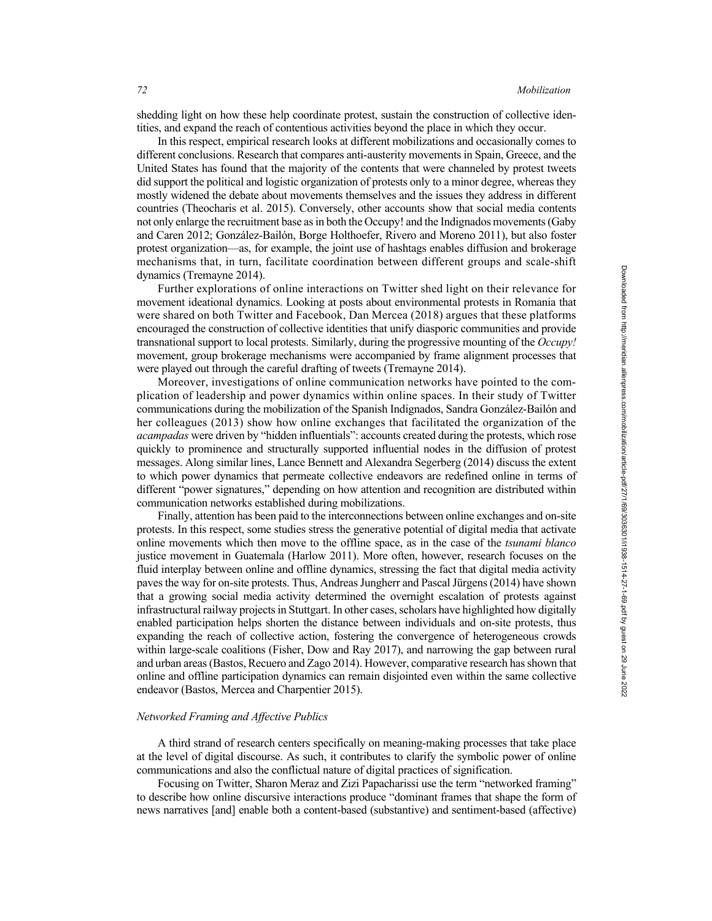shedding light on how these help coordinate protest, sustain the construction of collective identities, and expand the reach of contentious activities beyond the place in which they occur.

In this respect, empirical research looks at different mobilizations and occasionally comes to different conclusions. Research that compares anti-austerity movements in Spain, Greece, and the United States has found that the majority of the contents that were channeled by protest tweets did support the political and logistic organization of protests only to a minor degree, whereas they mostly widened the debate about movements themselves and the issues they address in different countries (Theocharis et al. 2015). Conversely, other accounts show that social media contents not only enlarge the recruitment base as in both the Occupy! and the Indignados movements (Gaby and Caren 2012; González-Bailón, Borge Holthoefer, Rivero and Moreno 2011), but also foster protest organization—as, for example, the joint use of hashtags enables diffusion and brokerage mechanisms that, in turn, facilitate coordination between different groups and scale-shift dynamics (Tremayne 2014).

Further explorations of online interactions on Twitter shed light on their relevance for movement ideational dynamics. Looking at posts about environmental protests in Romania that were shared on both Twitter and Facebook, Dan Mercea (2018) argues that these platforms encouraged the construction of collective identities that unify diasporic communities and provide transnational support to local protests. Similarly, during the progressive mounting of the *Occupy!* movement, group brokerage mechanisms were accompanied by frame alignment processes that were played out through the careful drafting of tweets (Tremayne 2014).

Moreover, investigations of online communication networks have pointed to the complication of leadership and power dynamics within online spaces. In their study of Twitter communications during the mobilization of the Spanish Indignados, Sandra González-Bailón and her colleagues (2013) show how online exchanges that facilitated the organization of the *acampadas* were driven by "hidden influentials": accounts created during the protests, which rose quickly to prominence and structurally supported influential nodes in the diffusion of protest messages. Along similar lines, Lance Bennett and Alexandra Segerberg (2014) discuss the extent to which power dynamics that permeate collective endeavors are redefined online in terms of different "power signatures," depending on how attention and recognition are distributed within communication networks established during mobilizations.

Finally, attention has been paid to the interconnections between online exchanges and on-site protests. In this respect, some studies stress the generative potential of digital media that activate online movements which then move to the offline space, as in the case of the *tsunami blanco* justice movement in Guatemala (Harlow 2011). More often, however, research focuses on the fluid interplay between online and offline dynamics, stressing the fact that digital media activity paves the way for on-site protests. Thus, Andreas Jungherr and Pascal Jürgens (2014) have shown that a growing social media activity determined the overnight escalation of protests against infrastructural railway projects in Stuttgart. In other cases, scholars have highlighted how digitally enabled participation helps shorten the distance between individuals and on-site protests, thus expanding the reach of collective action, fostering the convergence of heterogeneous crowds within large-scale coalitions (Fisher, Dow and Ray 2017), and narrowing the gap between rural and urban areas (Bastos, Recuero and Zago 2014). However, comparative research has shown that online and offline participation dynamics can remain disjointed even within the same collective endeavor (Bastos, Mercea and Charpentier 2015).

### *Networked Framing and Affective Publics*

A third strand of research centers specifically on meaning-making processes that take place at the level of digital discourse. As such, it contributes to clarify the symbolic power of online communications and also the conflictual nature of digital practices of signification.

Focusing on Twitter, Sharon Meraz and Zizi Papacharissi use the term "networked framing" to describe how online discursive interactions produce "dominant frames that shape the form of news narratives [and] enable both a content-based (substantive) and sentiment-based (affective)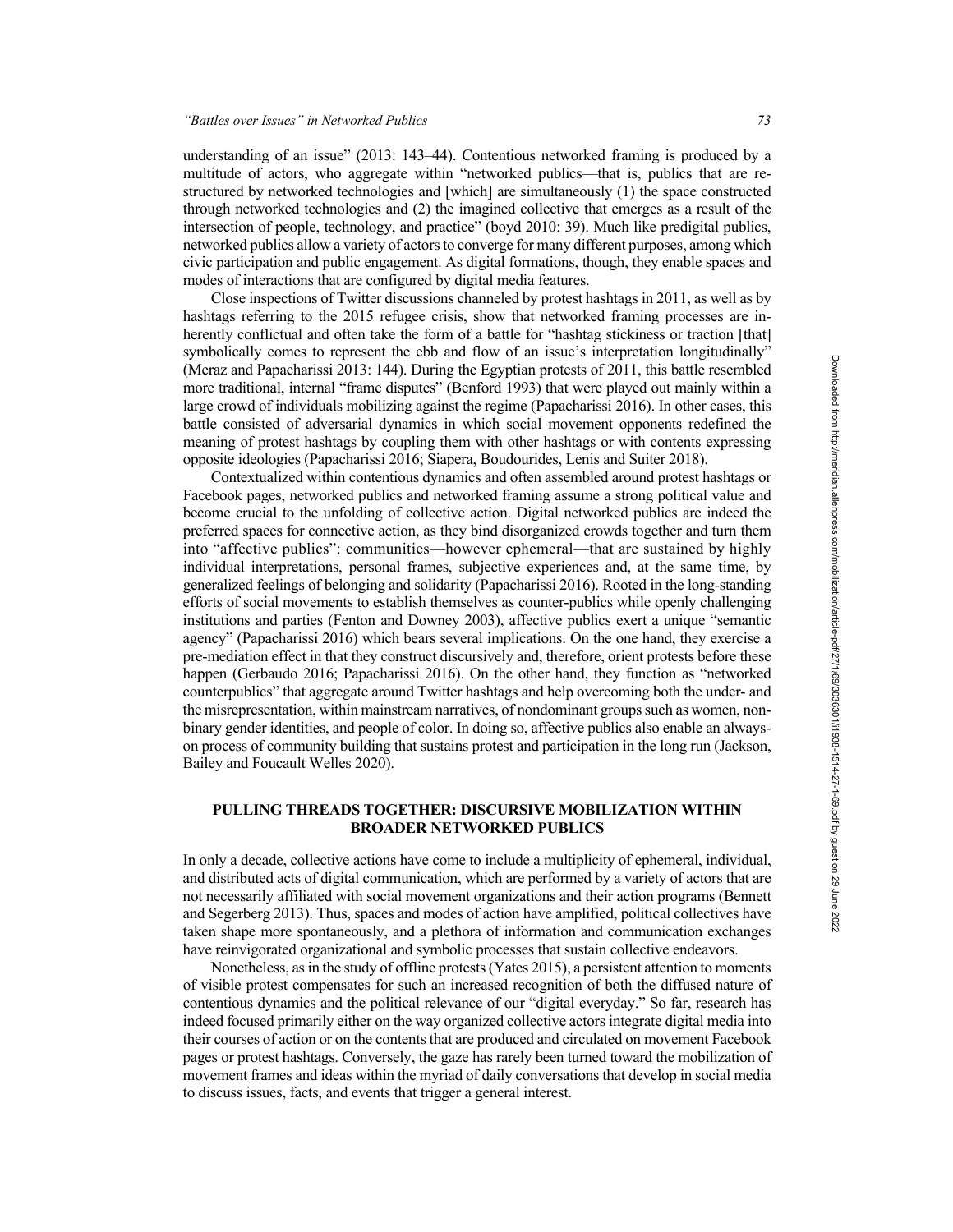understanding of an issue" (2013: 143–44). Contentious networked framing is produced by a multitude of actors, who aggregate within "networked publics—that is, publics that are restructured by networked technologies and [which] are simultaneously (1) the space constructed through networked technologies and (2) the imagined collective that emerges as a result of the intersection of people, technology, and practice" (boyd 2010: 39). Much like predigital publics, networked publics allow a variety of actors to converge for many different purposes, among which civic participation and public engagement. As digital formations, though, they enable spaces and modes of interactions that are configured by digital media features.

Close inspections of Twitter discussions channeled by protest hashtags in 2011, as well as by hashtags referring to the 2015 refugee crisis, show that networked framing processes are inherently conflictual and often take the form of a battle for "hashtag stickiness or traction [that] symbolically comes to represent the ebb and flow of an issue's interpretation longitudinally" (Meraz and Papacharissi 2013: 144). During the Egyptian protests of 2011, this battle resembled more traditional, internal "frame disputes" (Benford 1993) that were played out mainly within a large crowd of individuals mobilizing against the regime (Papacharissi 2016). In other cases, this battle consisted of adversarial dynamics in which social movement opponents redefined the meaning of protest hashtags by coupling them with other hashtags or with contents expressing opposite ideologies (Papacharissi 2016; Siapera, Boudourides, Lenis and Suiter 2018).

Contextualized within contentious dynamics and often assembled around protest hashtags or Facebook pages, networked publics and networked framing assume a strong political value and become crucial to the unfolding of collective action. Digital networked publics are indeed the preferred spaces for connective action, as they bind disorganized crowds together and turn them into "affective publics": communities—however ephemeral—that are sustained by highly individual interpretations, personal frames, subjective experiences and, at the same time, by generalized feelings of belonging and solidarity (Papacharissi 2016). Rooted in the long-standing efforts of social movements to establish themselves as counter-publics while openly challenging institutions and parties (Fenton and Downey 2003), affective publics exert a unique "semantic agency" (Papacharissi 2016) which bears several implications. On the one hand, they exercise a pre-mediation effect in that they construct discursively and, therefore, orient protests before these happen (Gerbaudo 2016; Papacharissi 2016). On the other hand, they function as "networked counterpublics" that aggregate around Twitter hashtags and help overcoming both the under- and the misrepresentation, within mainstream narratives, of nondominant groups such as women, nonbinary gender identities, and people of color. In doing so, affective publics also enable an always-on process of community building that sustains protest and participation in the long run (Jackson, Bailey and Foucault Welles 2020).

## PULLING THREADS TOGETHER: DISCURSIVE MOBILIZATION WITHIN BROADER NETWORKED PUBLICS

In only a decade, collective actions have come to include a multiplicity of ephemeral, individual, and distributed acts of digital communication, which are performed by a variety of actors that are not necessarily affiliated with social movement organizations and their action programs (Bennett and Segerberg 2013). Thus, spaces and modes of action have amplified, political collectives have taken shape more spontaneously, and a plethora of information and communication exchanges have reinvigorated organizational and symbolic processes that sustain collective endeavors.

Nonetheless, as in the study of offline protests (Yates 2015), a persistent attention to moments of visible protest compensates for such an increased recognition of both the diffused nature of contentious dynamics and the political relevance of our "digital everyday." So far, research has indeed focused primarily either on the way organized collective actors integrate digital media into their courses of action or on the contents that are produced and circulated on movement Facebook pages or protest hashtags. Conversely, the gaze has rarely been turned toward the mobilization of movement frames and ideas within the myriad of daily conversations that develop in social media to discuss issues, facts, and events that trigger a general interest.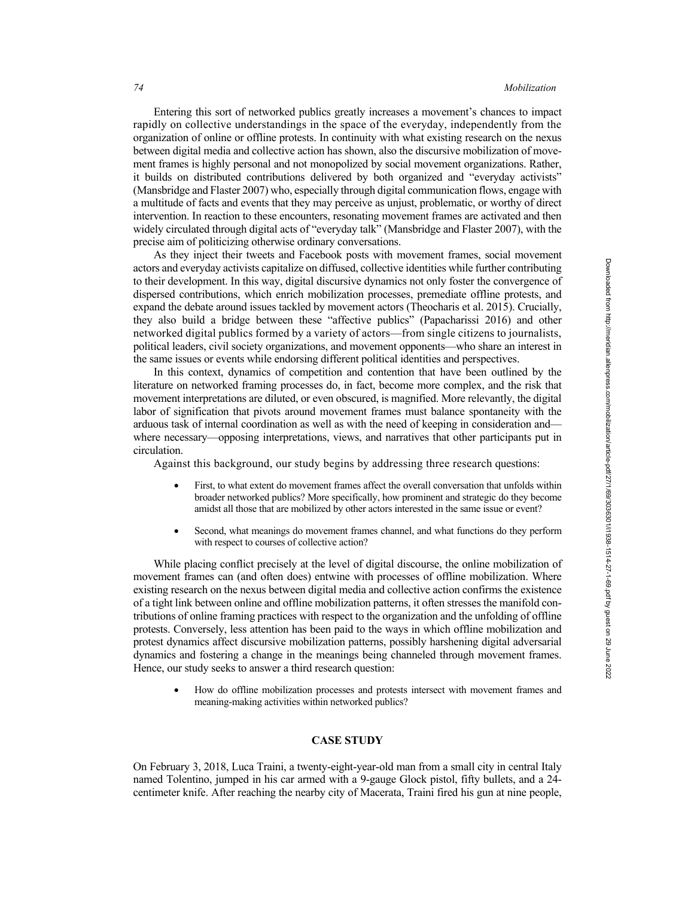Entering this sort of networked publics greatly increases a movement's chances to impact rapidly on collective understandings in the space of the everyday, independently from the organization of online or offline protests. In continuity with what existing research on the nexus between digital media and collective action has shown, also the discursive mobilization of movement frames is highly personal and not monopolized by social movement organizations. Rather, it builds on distributed contributions delivered by both organized and "everyday activists" (Mansbridge and Flaster 2007) who, especially through digital communication flows, engage with a multitude of facts and events that they may perceive as unjust, problematic, or worthy of direct intervention. In reaction to these encounters, resonating movement frames are activated and then widely circulated through digital acts of "everyday talk" (Mansbridge and Flaster 2007), with the precise aim of politicizing otherwise ordinary conversations.

As they inject their tweets and Facebook posts with movement frames, social movement actors and everyday activists capitalize on diffused, collective identities while further contributing to their development. In this way, digital discursive dynamics not only foster the convergence of dispersed contributions, which enrich mobilization processes, premediate offline protests, and expand the debate around issues tackled by movement actors (Theocharis et al. 2015). Crucially, they also build a bridge between these "affective publics" (Papacharissi 2016) and other networked digital publics formed by a variety of actors—from single citizens to journalists, political leaders, civil society organizations, and movement opponents—who share an interest in the same issues or events while endorsing different political identities and perspectives.

In this context, dynamics of competition and contention that have been outlined by the literature on networked framing processes do, in fact, become more complex, and the risk that movement interpretations are diluted, or even obscured, is magnified. More relevantly, the digital labor of signification that pivots around movement frames must balance spontaneity with the arduous task of internal coordination as well as with the need of keeping in consideration and—where necessary—opposing interpretations, views, and narratives that other participants put in circulation.

Against this background, our study begins by addressing three research questions:

- First, to what extent do movement frames affect the overall conversation that unfolds within broader networked publics? More specifically, how prominent and strategic do they become amidst all those that are mobilized by other actors interested in the same issue or event?
- Second, what meanings do movement frames channel, and what functions do they perform with respect to courses of collective action?

While placing conflict precisely at the level of digital discourse, the online mobilization of movement frames can (and often does) entwine with processes of offline mobilization. Where existing research on the nexus between digital media and collective action confirms the existence of a tight link between online and offline mobilization patterns, it often stresses the manifold contributions of online framing practices with respect to the organization and the unfolding of offline protests. Conversely, less attention has been paid to the ways in which offline mobilization and protest dynamics affect discursive mobilization patterns, possibly harshening digital adversarial dynamics and fostering a change in the meanings being channeled through movement frames. Hence, our study seeks to answer a third research question:

- How do offline mobilization processes and protests intersect with movement frames and meaning-making activities within networked publics?

## CASE STUDY

On February 3, 2018, Luca Traini, a twenty-eight-year-old man from a small city in central Italy named Tolentino, jumped in his car armed with a 9-gauge Glock pistol, fifty bullets, and a 24-centimeter knife. After reaching the nearby city of Macerata, Traini fired his gun at nine people,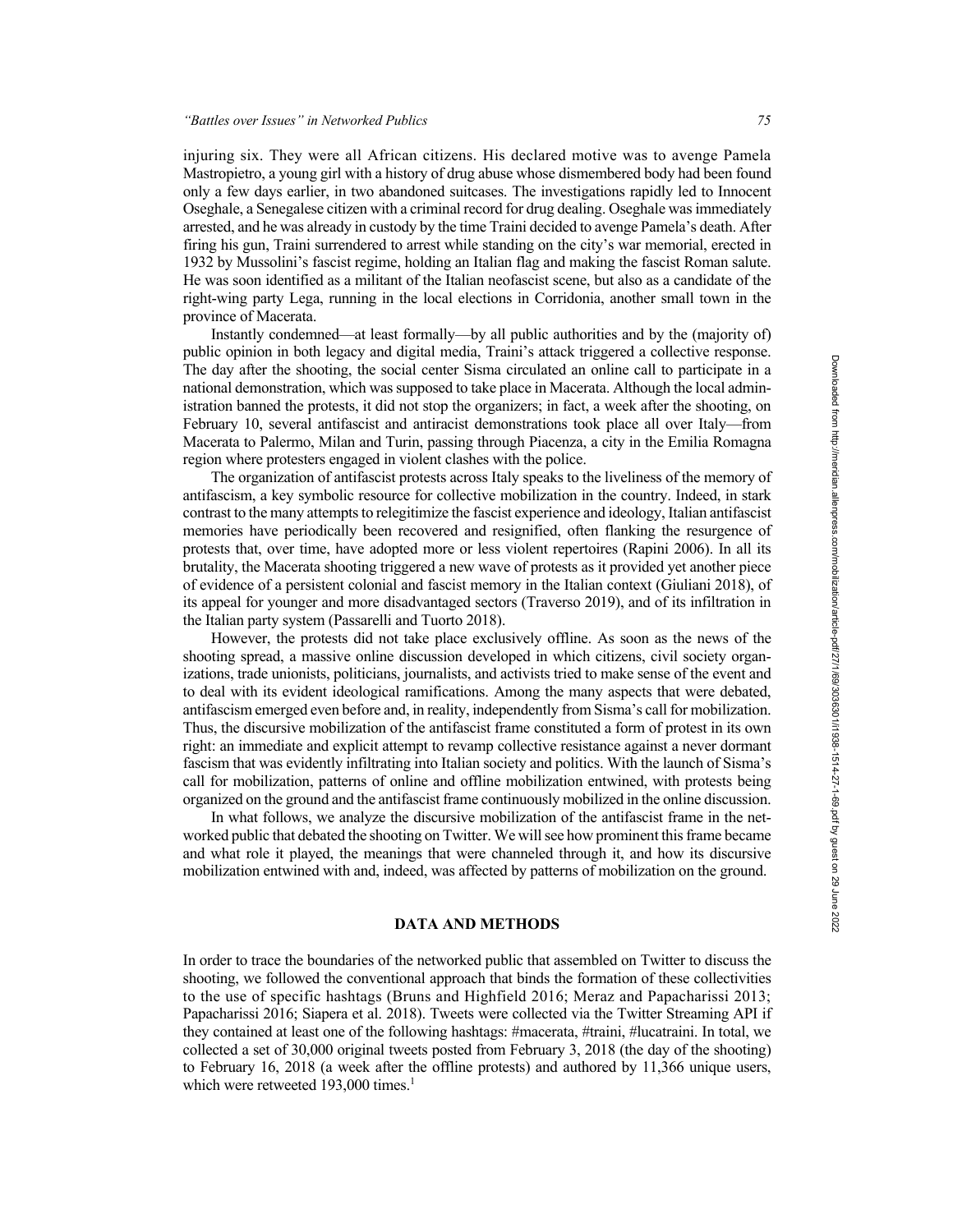injuring six. They were all African citizens. His declared motive was to avenge Pamela Mastropietro, a young girl with a history of drug abuse whose dismembered body had been found only a few days earlier, in two abandoned suitcases. The investigations rapidly led to Innocent Oseghale, a Senegalese citizen with a criminal record for drug dealing. Oseghale was immediately arrested, and he was already in custody by the time Traini decided to avenge Pamela's death. After firing his gun, Traini surrendered to arrest while standing on the city's war memorial, erected in 1932 by Mussolini's fascist regime, holding an Italian flag and making the fascist Roman salute. He was soon identified as a militant of the Italian neofascist scene, but also as a candidate of the right-wing party Lega, running in the local elections in Corridonia, another small town in the province of Macerata.

Instantly condemned—at least formally—by all public authorities and by the (majority of) public opinion in both legacy and digital media, Traini's attack triggered a collective response. The day after the shooting, the social center Sisma circulated an online call to participate in a national demonstration, which was supposed to take place in Macerata. Although the local administration banned the protests, it did not stop the organizers; in fact, a week after the shooting, on February 10, several antifascist and antiracist demonstrations took place all over Italy—from Macerata to Palermo, Milan and Turin, passing through Piacenza, a city in the Emilia Romagna region where protesters engaged in violent clashes with the police.

The organization of antifascist protests across Italy speaks to the liveliness of the memory of antifascism, a key symbolic resource for collective mobilization in the country. Indeed, in stark contrast to the many attempts to relegitimize the fascist experience and ideology, Italian antifascist memories have periodically been recovered and resignified, often flanking the resurgence of protests that, over time, have adopted more or less violent repertoires (Rapini 2006). In all its brutality, the Macerata shooting triggered a new wave of protests as it provided yet another piece of evidence of a persistent colonial and fascist memory in the Italian context (Giuliani 2018), of its appeal for younger and more disadvantaged sectors (Traverso 2019), and of its infiltration in the Italian party system (Passarelli and Tuorto 2018).

However, the protests did not take place exclusively offline. As soon as the news of the shooting spread, a massive online discussion developed in which citizens, civil society organizations, trade unionists, politicians, journalists, and activists tried to make sense of the event and to deal with its evident ideological ramifications. Among the many aspects that were debated, antifascism emerged even before and, in reality, independently from Sisma's call for mobilization. Thus, the discursive mobilization of the antifascist frame constituted a form of protest in its own right: an immediate and explicit attempt to revamp collective resistance against a never dormant fascism that was evidently infiltrating into Italian society and politics. With the launch of Sisma's call for mobilization, patterns of online and offline mobilization entwined, with protests being organized on the ground and the antifascist frame continuously mobilized in the online discussion.

In what follows, we analyze the discursive mobilization of the antifascist frame in the networked public that debated the shooting on Twitter. We will see how prominent this frame became and what role it played, the meanings that were channeled through it, and how its discursive mobilization entwined with and, indeed, was affected by patterns of mobilization on the ground.

## DATA AND METHODS

In order to trace the boundaries of the networked public that assembled on Twitter to discuss the shooting, we followed the conventional approach that binds the formation of these collectivities to the use of specific hashtags (Bruns and Highfield 2016; Meraz and Papacharissi 2013; Papacharissi 2016; Siapera et al. 2018). Tweets were collected via the Twitter Streaming API if they contained at least one of the following hashtags: #macerata, #traini, #lucatraini. In total, we collected a set of 30,000 original tweets posted from February 3, 2018 (the day of the shooting) to February 16, 2018 (a week after the offline protests) and authored by 11,366 unique users, which were retweeted 193,000 times.[1]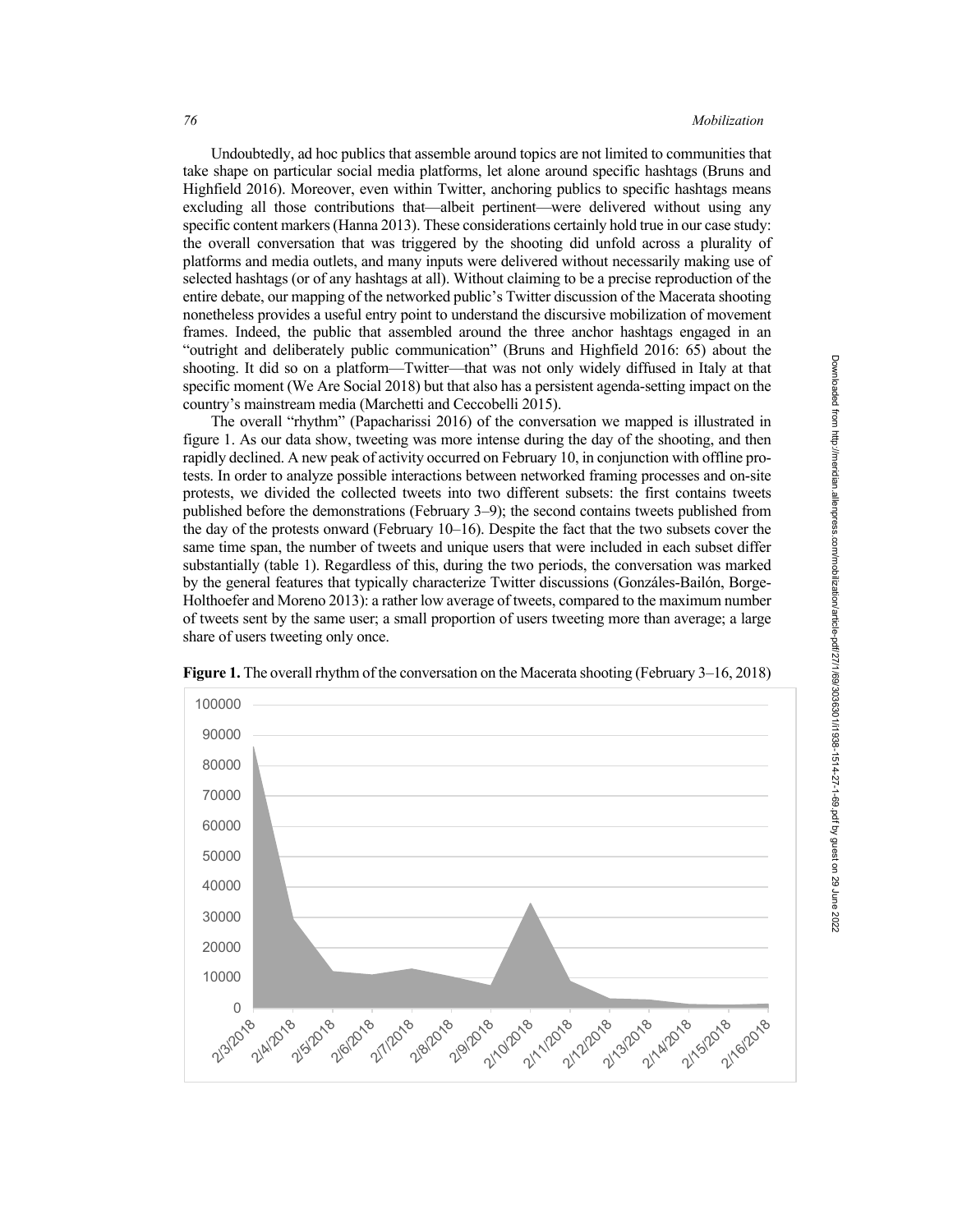Undoubtedly, ad hoc publics that assemble around topics are not limited to communities that take shape on particular social media platforms, let alone around specific hashtags (Bruns and Highfield 2016). Moreover, even within Twitter, anchoring publics to specific hashtags means excluding all those contributions that—albeit pertinent—were delivered without using any specific content markers (Hanna 2013). These considerations certainly hold true in our case study: the overall conversation that was triggered by the shooting did unfold across a plurality of platforms and media outlets, and many inputs were delivered without necessarily making use of selected hashtags (or of any hashtags at all). Without claiming to be a precise reproduction of the entire debate, our mapping of the networked public's Twitter discussion of the Macerata shooting nonetheless provides a useful entry point to understand the discursive mobilization of movement frames. Indeed, the public that assembled around the three anchor hashtags engaged in an "outright and deliberately public communication" (Bruns and Highfield 2016: 65) about the shooting. It did so on a platform—Twitter—that was not only widely diffused in Italy at that specific moment (We Are Social 2018) but that also has a persistent agenda-setting impact on the country's mainstream media (Marchetti and Ceccobelli 2015).

The overall "rhythm" (Papacharissi 2016) of the conversation we mapped is illustrated in figure 1. As our data show, tweeting was more intense during the day of the shooting, and then rapidly declined. A new peak of activity occurred on February 10, in conjunction with offline protests. In order to analyze possible interactions between networked framing processes and on-site protests, we divided the collected tweets into two different subsets: the first contains tweets published before the demonstrations (February 3–9); the second contains tweets published from the day of the protests onward (February 10–16). Despite the fact that the two subsets cover the same time span, the number of tweets and unique users that were included in each subset differ substantially (table 1). Regardless of this, during the two periods, the conversation was marked by the general features that typically characterize Twitter discussions (Gonzáles-Bailón, Borge-Holthoefer and Moreno 2013): a rather low average of tweets, compared to the maximum number of tweets sent by the same user; a small proportion of users tweeting more than average; a large share of users tweeting only once.

**Figure 1.** The overall rhythm of the conversation on the Macerata shooting (February 3–16, 2018)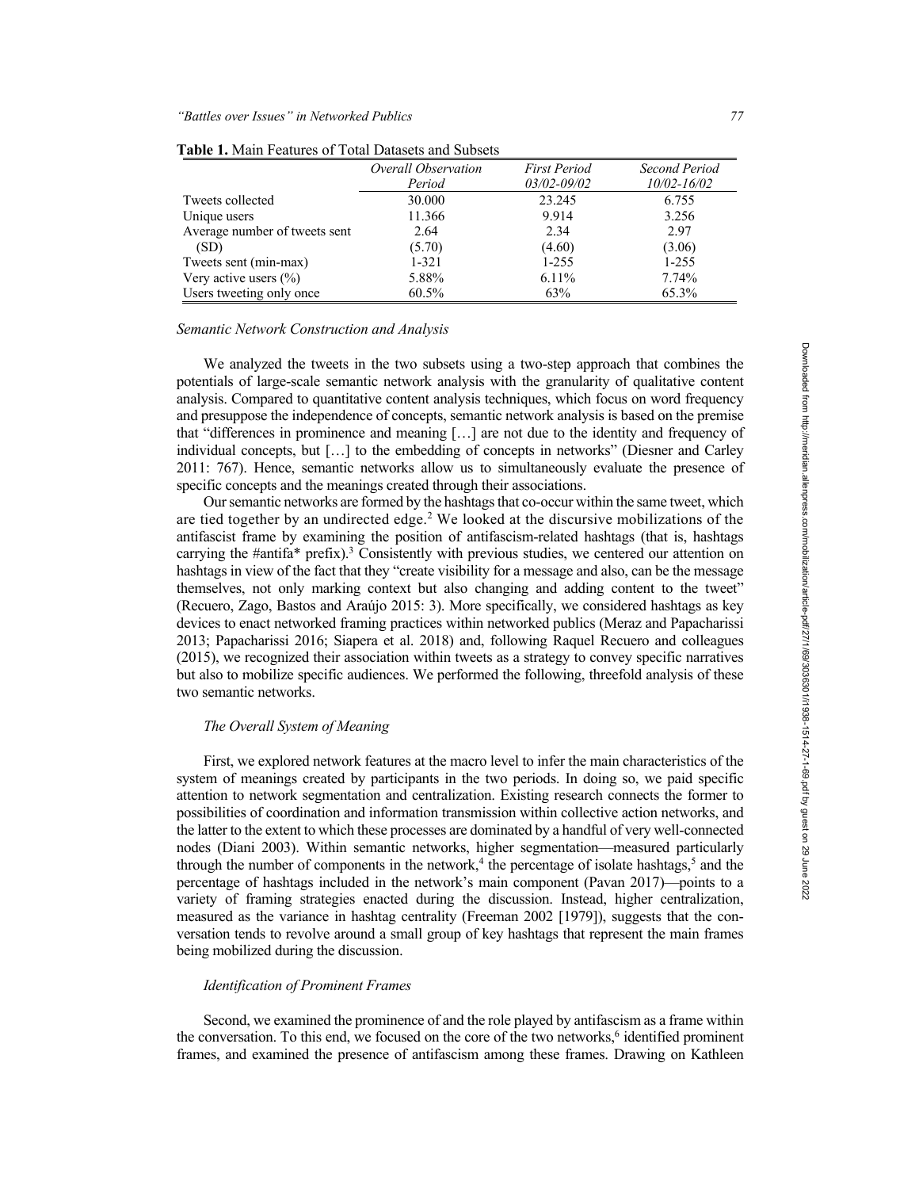**Table 1.** Main Features of Total Datasets and Subsets

| | *Overall Observation Period* | *First Period 03/02-09/02* | *Second Period 10/02-16/02* |
|---|---|---|---|
| Tweets collected | 30.000 | 23.245 | 6.755 |
| Unique users | 11.366 | 9.914 | 3.256 |
| Average number of tweets sent | 2.64 | 2.34 | 2.97 |
| (SD) | (5.70) | (4.60) | (3.06) |
| Tweets sent (min-max) | 1-321 | 1-255 | 1-255 |
| Very active users (%) | 5.88% | 6.11% | 7.74% |
| Users tweeting only once | 60.5% | 63% | 65.3% |

### *Semantic Network Construction and Analysis*

We analyzed the tweets in the two subsets using a two-step approach that combines the potentials of large-scale semantic network analysis with the granularity of qualitative content analysis. Compared to quantitative content analysis techniques, which focus on word frequency and presuppose the independence of concepts, semantic network analysis is based on the premise that "differences in prominence and meaning […] are not due to the identity and frequency of individual concepts, but […] to the embedding of concepts in networks" (Diesner and Carley 2011: 767). Hence, semantic networks allow us to simultaneously evaluate the presence of specific concepts and the meanings created through their associations.

Our semantic networks are formed by the hashtags that co-occur within the same tweet, which are tied together by an undirected edge.[2] We looked at the discursive mobilizations of the antifascist frame by examining the position of antifascism-related hashtags (that is, hashtags carrying the #antifa* prefix).[3] Consistently with previous studies, we centered our attention on hashtags in view of the fact that they "create visibility for a message and also, can be the message themselves, not only marking context but also changing and adding content to the tweet" (Recuero, Zago, Bastos and Araújo 2015: 3). More specifically, we considered hashtags as key devices to enact networked framing practices within networked publics (Meraz and Papacharissi 2013; Papacharissi 2016; Siapera et al. 2018) and, following Raquel Recuero and colleagues (2015), we recognized their association within tweets as a strategy to convey specific narratives but also to mobilize specific audiences. We performed the following, threefold analysis of these two semantic networks.

#### *The Overall System of Meaning*

First, we explored network features at the macro level to infer the main characteristics of the system of meanings created by participants in the two periods. In doing so, we paid specific attention to network segmentation and centralization. Existing research connects the former to possibilities of coordination and information transmission within collective action networks, and the latter to the extent to which these processes are dominated by a handful of very well-connected nodes (Diani 2003). Within semantic networks, higher segmentation—measured particularly through the number of components in the network,[4] the percentage of isolate hashtags,[5] and the percentage of hashtags included in the network's main component (Pavan 2017)—points to a variety of framing strategies enacted during the discussion. Instead, higher centralization, measured as the variance in hashtag centrality (Freeman 2002 [1979]), suggests that the conversation tends to revolve around a small group of key hashtags that represent the main frames being mobilized during the discussion.

#### *Identification of Prominent Frames*

Second, we examined the prominence of and the role played by antifascism as a frame within the conversation. To this end, we focused on the core of the two networks,[6] identified prominent frames, and examined the presence of antifascism among these frames. Drawing on Kathleen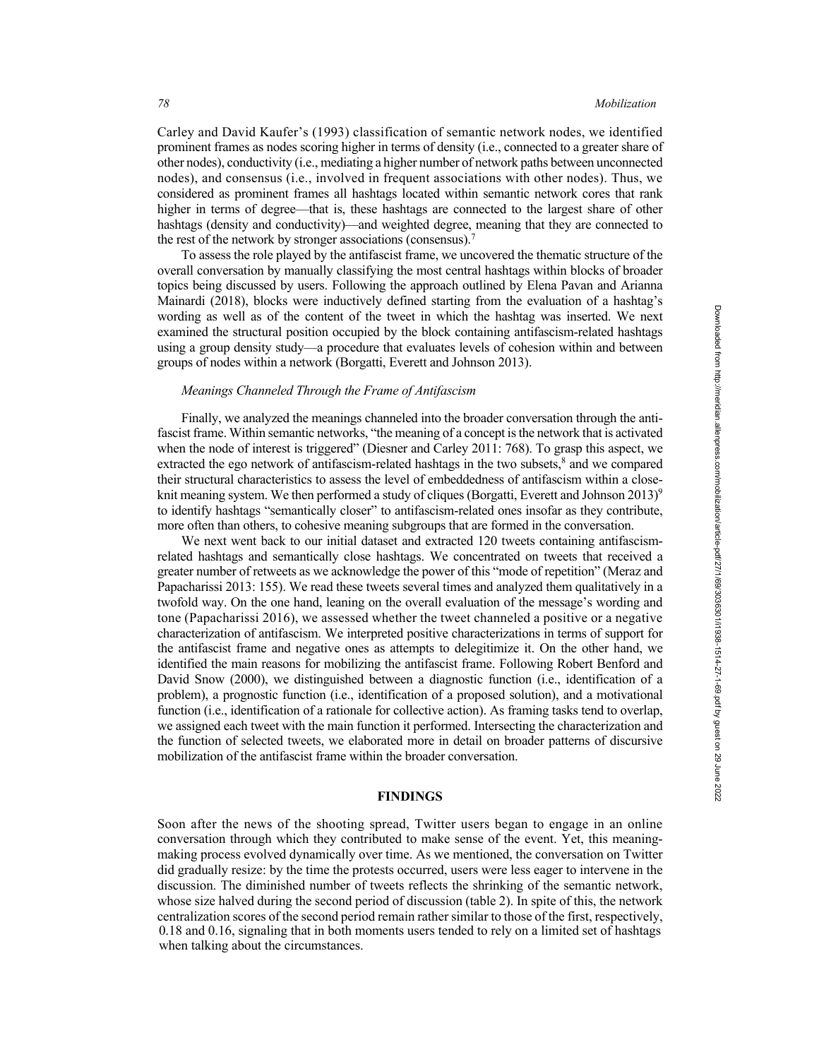Carley and David Kaufer's (1993) classification of semantic network nodes, we identified prominent frames as nodes scoring higher in terms of density (i.e., connected to a greater share of other nodes), conductivity (i.e., mediating a higher number of network paths between unconnected nodes), and consensus (i.e., involved in frequent associations with other nodes). Thus, we considered as prominent frames all hashtags located within semantic network cores that rank higher in terms of degree—that is, these hashtags are connected to the largest share of other hashtags (density and conductivity)—and weighted degree, meaning that they are connected to the rest of the network by stronger associations (consensus).[7]

To assess the role played by the antifascist frame, we uncovered the thematic structure of the overall conversation by manually classifying the most central hashtags within blocks of broader topics being discussed by users. Following the approach outlined by Elena Pavan and Arianna Mainardi (2018), blocks were inductively defined starting from the evaluation of a hashtag's wording as well as of the content of the tweet in which the hashtag was inserted. We next examined the structural position occupied by the block containing antifascism-related hashtags using a group density study—a procedure that evaluates levels of cohesion within and between groups of nodes within a network (Borgatti, Everett and Johnson 2013).

### *Meanings Channeled Through the Frame of Antifascism*

Finally, we analyzed the meanings channeled into the broader conversation through the antifascist frame. Within semantic networks, "the meaning of a concept is the network that is activated when the node of interest is triggered" (Diesner and Carley 2011: 768). To grasp this aspect, we extracted the ego network of antifascism-related hashtags in the two subsets,[8] and we compared their structural characteristics to assess the level of embeddedness of antifascism within a close-knit meaning system. We then performed a study of cliques (Borgatti, Everett and Johnson 2013)[9] to identify hashtags "semantically closer" to antifascism-related ones insofar as they contribute, more often than others, to cohesive meaning subgroups that are formed in the conversation.

We next went back to our initial dataset and extracted 120 tweets containing antifascism-related hashtags and semantically close hashtags. We concentrated on tweets that received a greater number of retweets as we acknowledge the power of this "mode of repetition" (Meraz and Papacharissi 2013: 155). We read these tweets several times and analyzed them qualitatively in a twofold way. On the one hand, leaning on the overall evaluation of the message's wording and tone (Papacharissi 2016), we assessed whether the tweet channeled a positive or a negative characterization of antifascism. We interpreted positive characterizations in terms of support for the antifascist frame and negative ones as attempts to delegitimize it. On the other hand, we identified the main reasons for mobilizing the antifascist frame. Following Robert Benford and David Snow (2000), we distinguished between a diagnostic function (i.e., identification of a problem), a prognostic function (i.e., identification of a proposed solution), and a motivational function (i.e., identification of a rationale for collective action). As framing tasks tend to overlap, we assigned each tweet with the main function it performed. Intersecting the characterization and the function of selected tweets, we elaborated more in detail on broader patterns of discursive mobilization of the antifascist frame within the broader conversation.

## FINDINGS

Soon after the news of the shooting spread, Twitter users began to engage in an online conversation through which they contributed to make sense of the event. Yet, this meaning-making process evolved dynamically over time. As we mentioned, the conversation on Twitter did gradually resize: by the time the protests occurred, users were less eager to intervene in the discussion. The diminished number of tweets reflects the shrinking of the semantic network, whose size halved during the second period of discussion (table 2). In spite of this, the network centralization scores of the second period remain rather similar to those of the first, respectively, 0.18 and 0.16, signaling that in both moments users tended to rely on a limited set of hashtags when talking about the circumstances.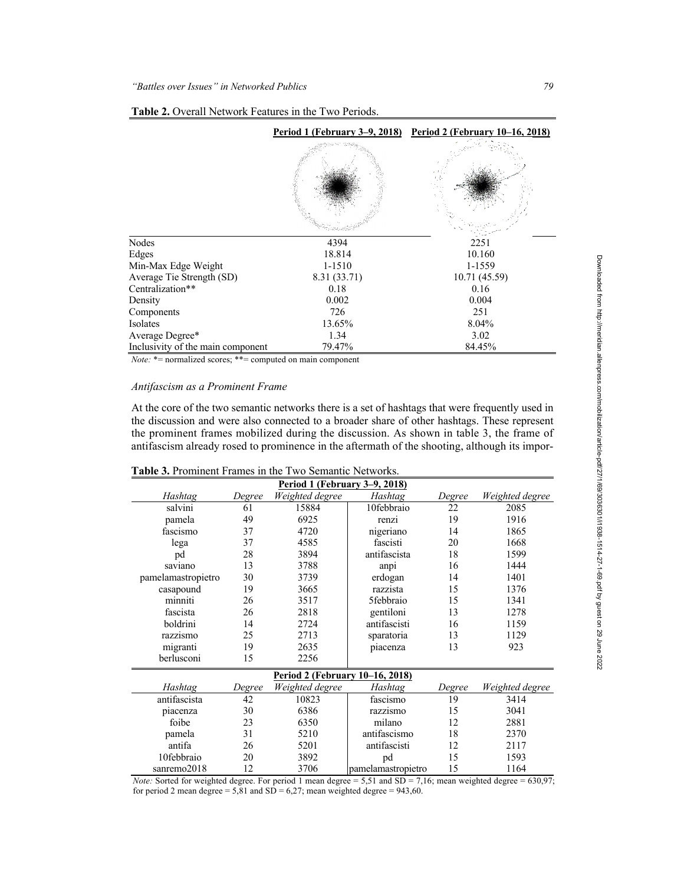**Table 2.** Overall Network Features in the Two Periods.

| | Period 1 (February 3–9, 2018) | Period 2 (February 10–16, 2018) |
|---|---|---|
| Nodes | 4394 | 2251 |
| Edges | 18.814 | 10.160 |
| Min-Max Edge Weight | 1-1510 | 1-1559 |
| Average Tie Strength (SD) | 8.31 (33.71) | 10.71 (45.59) |
| Centralization** | 0.18 | 0.16 |
| Density | 0.002 | 0.004 |
| Components | 726 | 251 |
| Isolates | 13.65% | 8.04% |
| Average Degree* | 1.34 | 3.02 |
| Inclusivity of the main component | 79.47% | 84.45% |

*Note:* *= normalized scores; **= computed on main component

### *Antifascism as a Prominent Frame*

At the core of the two semantic networks there is a set of hashtags that were frequently used in the discussion and were also connected to a broader share of other hashtags. These represent the prominent frames mobilized during the discussion. As shown in table 3, the frame of antifascism already rosed to prominence in the aftermath of the shooting, although its impor-

**Table 3.** Prominent Frames in the Two Semantic Networks.

| Period 1 (February 3–9, 2018) | | | | | |
|---|---|---|---|---|---|
| *Hashtag* | *Degree* | *Weighted degree* | *Hashtag* | *Degree* | *Weighted degree* |
| salvini | 61 | 15884 | 10febbraio | 22 | 2085 |
| pamela | 49 | 6925 | renzi | 19 | 1916 |
| fascismo | 37 | 4720 | nigeriano | 14 | 1865 |
| lega | 37 | 4585 | fascisti | 20 | 1668 |
| pd | 28 | 3894 | antifascista | 18 | 1599 |
| saviano | 13 | 3788 | anpi | 16 | 1444 |
| pamelamastropietro | 30 | 3739 | erdogan | 14 | 1401 |
| casapound | 19 | 3665 | razzista | 15 | 1376 |
| minniti | 26 | 3517 | 5febbraio | 15 | 1341 |
| fascista | 26 | 2818 | gentiloni | 13 | 1278 |
| boldrini | 14 | 2724 | antifascisti | 16 | 1159 |
| razzismo | 25 | 2713 | sparatoria | 13 | 1129 |
| migranti | 19 | 2635 | piacenza | 13 | 923 |
| berlusconi | 15 | 2256 | | | |
| **Period 2 (February 10–16, 2018)** | | | | | |
| *Hashtag* | *Degree* | *Weighted degree* | *Hashtag* | *Degree* | *Weighted degree* |
| antifascista | 42 | 10823 | fascismo | 19 | 3414 |
| piacenza | 30 | 6386 | razzismo | 15 | 3041 |
| foibe | 23 | 6350 | milano | 12 | 2881 |
| pamela | 31 | 5210 | antifascismo | 18 | 2370 |
| antifa | 26 | 5201 | antifascisti | 12 | 2117 |
| 10febbraio | 20 | 3892 | pd | 15 | 1593 |
| sanremo2018 | 12 | 3706 | pamelamastropietro | 15 | 1164 |

*Note:* Sorted for weighted degree. For period 1 mean degree = 5,51 and SD = 7,16; mean weighted degree = 630,97; for period 2 mean degree = 5,81 and SD = 6,27; mean weighted degree = 943,60.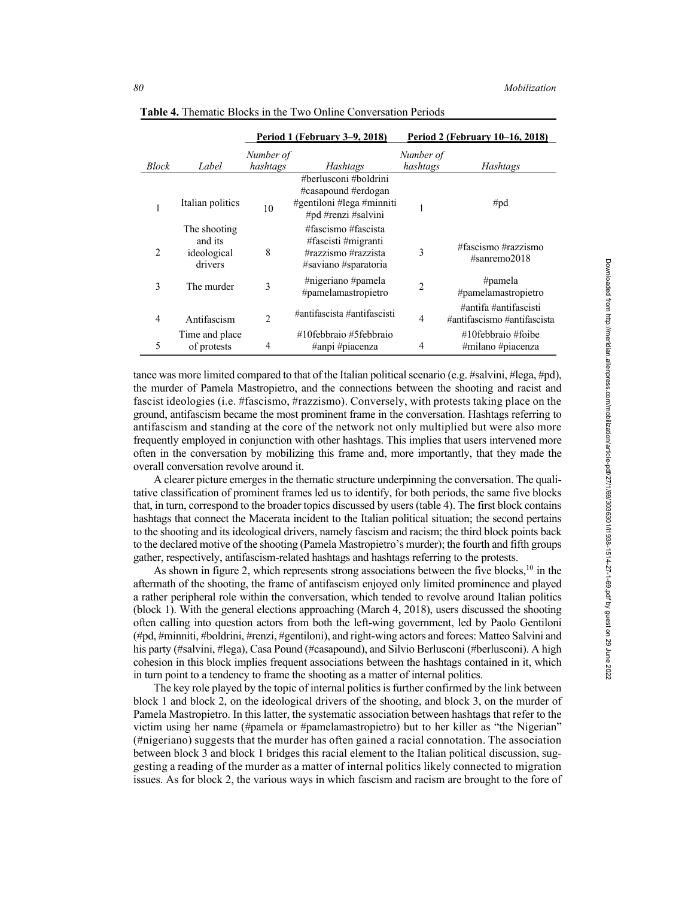**Table 4.** Thematic Blocks in the Two Online Conversation Periods

| | | Period 1 (February 3–9, 2018) | | Period 2 (February 10–16, 2018) | |
|---|---|---|---|---|---|
| *Block* | *Label* | *Number of hashtags* | *Hashtags* | *Number of hashtags* | *Hashtags* |
| 1 | Italian politics | 10 | #berlusconi #boldrini #casapound #erdogan #gentiloni #lega #minniti #pd #renzi #salvini | 1 | #pd |
| 2 | The shooting and its ideological drivers | 8 | #fascismo #fascista #fascisti #migranti #razzismo #razzista #saviano #sparatoria | 3 | #fascismo #razzismo #sanremo2018 |
| 3 | The murder | 3 | #nigeriano #pamela #pamelamastropietro | 2 | #pamela #pamelamastropietro |
| 4 | Antifascism | 2 | #antifascista #antifascisti | 4 | #antifa #antifascisti #antifascismo #antifascista |
| 5 | Time and place of protests | 4 | #10febbraio #5febbraio #anpi #piacenza | 4 | #10febbraio #foibe #milano #piacenza |

tance was more limited compared to that of the Italian political scenario (e.g. #salvini, #lega, #pd), the murder of Pamela Mastropietro, and the connections between the shooting and racist and fascist ideologies (i.e. #fascismo, #razzismo). Conversely, with protests taking place on the ground, antifascism became the most prominent frame in the conversation. Hashtags referring to antifascism and standing at the core of the network not only multiplied but were also more frequently employed in conjunction with other hashtags. This implies that users intervened more often in the conversation by mobilizing this frame and, more importantly, that they made the overall conversation revolve around it.

A clearer picture emerges in the thematic structure underpinning the conversation. The qualitative classification of prominent frames led us to identify, for both periods, the same five blocks that, in turn, correspond to the broader topics discussed by users (table 4). The first block contains hashtags that connect the Macerata incident to the Italian political situation; the second pertains to the shooting and its ideological drivers, namely fascism and racism; the third block points back to the declared motive of the shooting (Pamela Mastropietro's murder); the fourth and fifth groups gather, respectively, antifascism-related hashtags and hashtags referring to the protests.

As shown in figure 2, which represents strong associations between the five blocks,[10] in the aftermath of the shooting, the frame of antifascism enjoyed only limited prominence and played a rather peripheral role within the conversation, which tended to revolve around Italian politics (block 1). With the general elections approaching (March 4, 2018), users discussed the shooting often calling into question actors from both the left-wing government, led by Paolo Gentiloni (#pd, #minniti, #boldrini, #renzi, #gentiloni), and right-wing actors and forces: Matteo Salvini and his party (#salvini, #lega), Casa Pound (#casapound), and Silvio Berlusconi (#berlusconi). A high cohesion in this block implies frequent associations between the hashtags contained in it, which in turn point to a tendency to frame the shooting as a matter of internal politics.

The key role played by the topic of internal politics is further confirmed by the link between block 1 and block 2, on the ideological drivers of the shooting, and block 3, on the murder of Pamela Mastropietro. In this latter, the systematic association between hashtags that refer to the victim using her name (#pamela or #pamelamastropietro) but to her killer as "the Nigerian" (#nigeriano) suggests that the murder has often gained a racial connotation. The association between block 3 and block 1 bridges this racial element to the Italian political discussion, suggesting a reading of the murder as a matter of internal politics likely connected to migration issues. As for block 2, the various ways in which fascism and racism are brought to the fore of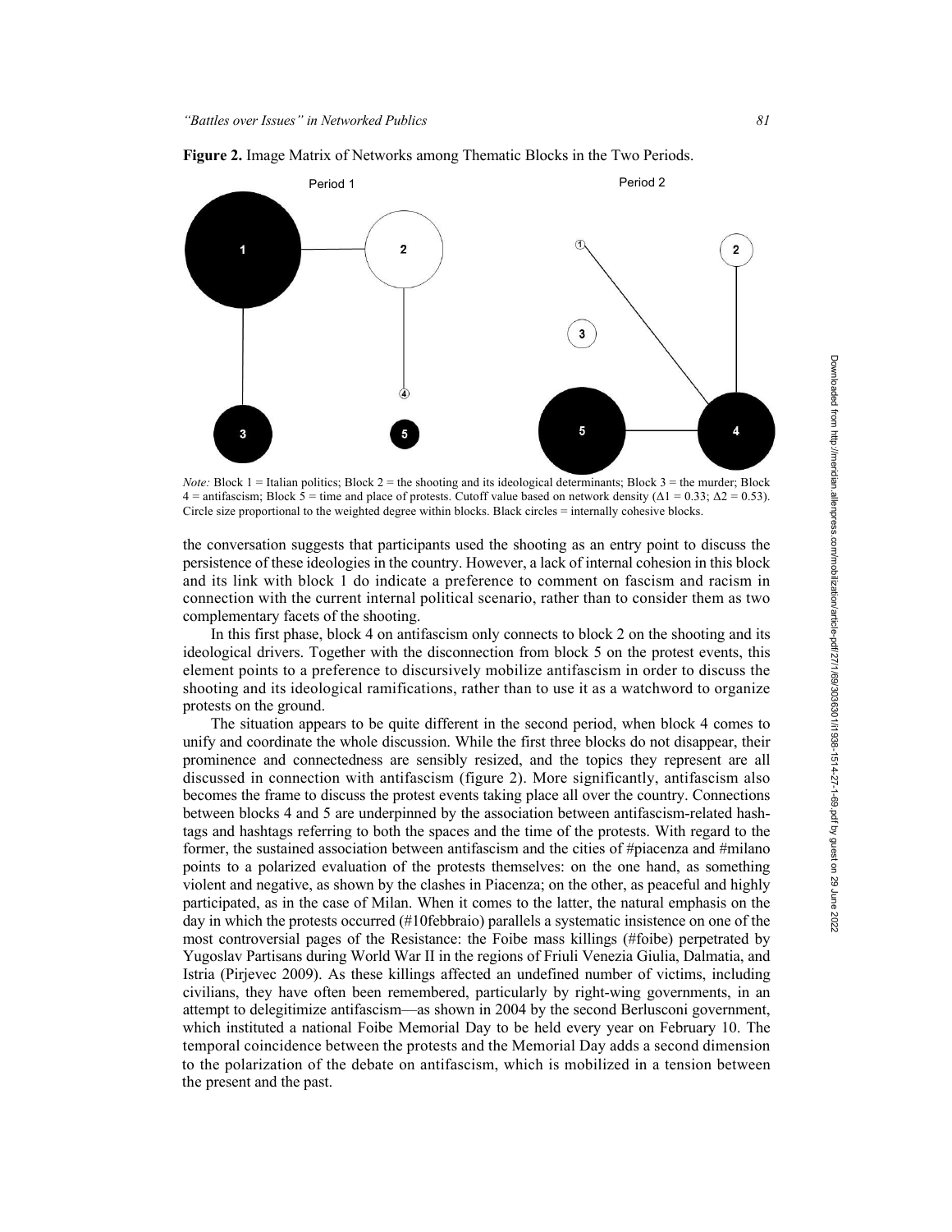**Figure 2.** Image Matrix of Networks among Thematic Blocks in the Two Periods.

*Note:* Block 1 = Italian politics; Block 2 = the shooting and its ideological determinants; Block 3 = the murder; Block 4 = antifascism; Block 5 = time and place of protests. Cutoff value based on network density ($\Delta1 = 0.33$; $\Delta2 = 0.53$). Circle size proportional to the weighted degree within blocks. Black circles = internally cohesive blocks.

the conversation suggests that participants used the shooting as an entry point to discuss the persistence of these ideologies in the country. However, a lack of internal cohesion in this block and its link with block 1 do indicate a preference to comment on fascism and racism in connection with the current internal political scenario, rather than to consider them as two complementary facets of the shooting.

In this first phase, block 4 on antifascism only connects to block 2 on the shooting and its ideological drivers. Together with the disconnection from block 5 on the protest events, this element points to a preference to discursively mobilize antifascism in order to discuss the shooting and its ideological ramifications, rather than to use it as a watchword to organize protests on the ground.

The situation appears to be quite different in the second period, when block 4 comes to unify and coordinate the whole discussion. While the first three blocks do not disappear, their prominence and connectedness are sensibly resized, and the topics they represent are all discussed in connection with antifascism (figure 2). More significantly, antifascism also becomes the frame to discuss the protest events taking place all over the country. Connections between blocks 4 and 5 are underpinned by the association between antifascism-related hashtags and hashtags referring to both the spaces and the time of the protests. With regard to the former, the sustained association between antifascism and the cities of #piacenza and #milano points to a polarized evaluation of the protests themselves: on the one hand, as something violent and negative, as shown by the clashes in Piacenza; on the other, as peaceful and highly participated, as in the case of Milan. When it comes to the latter, the natural emphasis on the day in which the protests occurred (#10febbraio) parallels a systematic insistence on one of the most controversial pages of the Resistance: the Foibe mass killings (#foibe) perpetrated by Yugoslav Partisans during World War II in the regions of Friuli Venezia Giulia, Dalmatia, and Istria (Pirjevec 2009). As these killings affected an undefined number of victims, including civilians, they have often been remembered, particularly by right-wing governments, in an attempt to delegitimize antifascism—as shown in 2004 by the second Berlusconi government, which instituted a national Foibe Memorial Day to be held every year on February 10. The temporal coincidence between the protests and the Memorial Day adds a second dimension to the polarization of the debate on antifascism, which is mobilized in a tension between the present and the past.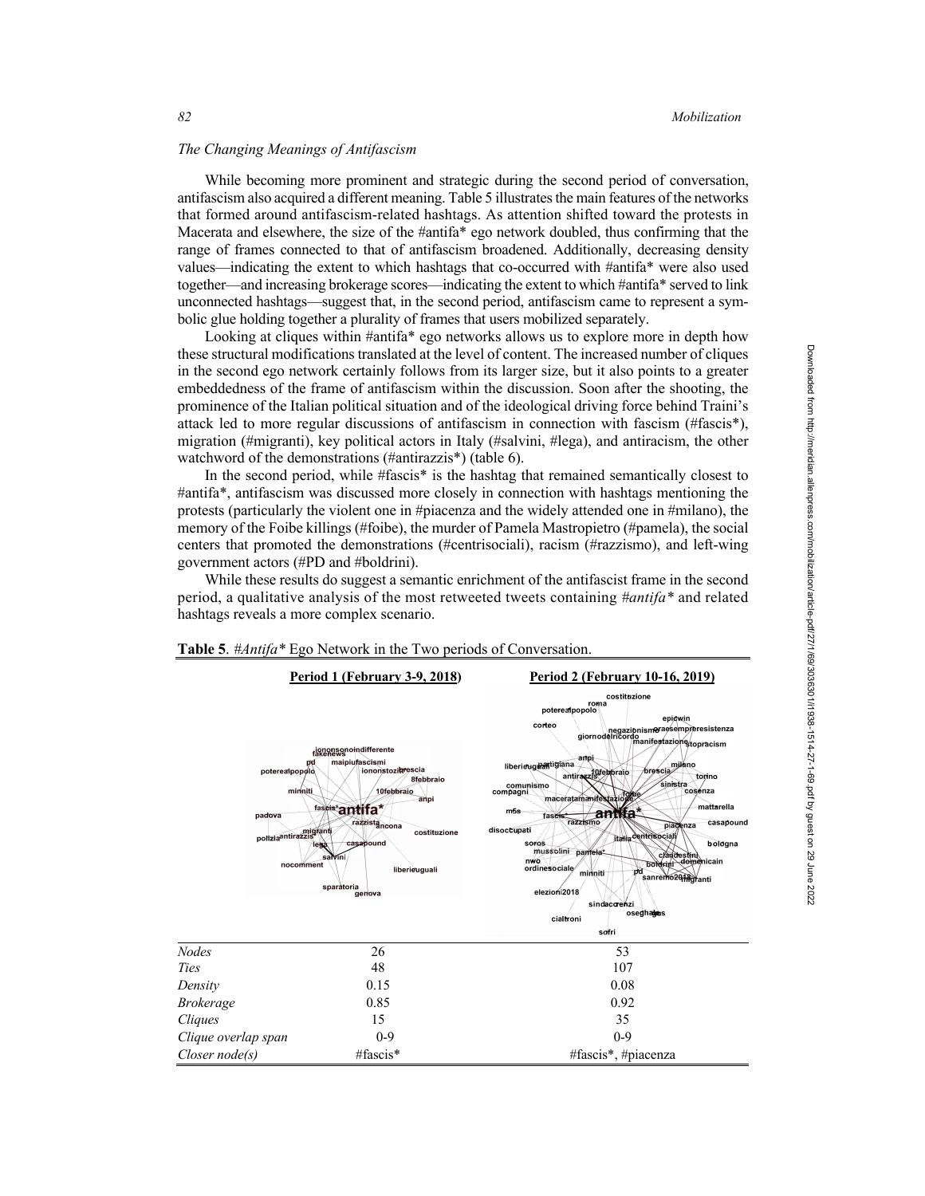### *The Changing Meanings of Antifascism*

While becoming more prominent and strategic during the second period of conversation, antifascism also acquired a different meaning. Table 5 illustrates the main features of the networks that formed around antifascism-related hashtags. As attention shifted toward the protests in Macerata and elsewhere, the size of the #antifa* ego network doubled, thus confirming that the range of frames connected to that of antifascism broadened. Additionally, decreasing density values—indicating the extent to which hashtags that co-occurred with #antifa* were also used together—and increasing brokerage scores—indicating the extent to which #antifa* served to link unconnected hashtags—suggest that, in the second period, antifascism came to represent a symbolic glue holding together a plurality of frames that users mobilized separately.

Looking at cliques within #antifa* ego networks allows us to explore more in depth how these structural modifications translated at the level of content. The increased number of cliques in the second ego network certainly follows from its larger size, but it also points to a greater embeddedness of the frame of antifascism within the discussion. Soon after the shooting, the prominence of the Italian political situation and of the ideological driving force behind Traini's attack led to more regular discussions of antifascism in connection with fascism (#fascis*), migration (#migranti), key political actors in Italy (#salvini, #lega), and antiracism, the other watchword of the demonstrations (#antirazzis*) (table 6).

In the second period, while #fascis* is the hashtag that remained semantically closest to #antifa*, antifascism was discussed more closely in connection with hashtags mentioning the protests (particularly the violent one in #piacenza and the widely attended one in #milano), the memory of the Foibe killings (#foibe), the murder of Pamela Mastropietro (#pamela), the social centers that promoted the demonstrations (#centrisociali), racism (#razzismo), and left-wing government actors (#PD and #boldrini).

While these results do suggest a semantic enrichment of the antifascist frame in the second period, a qualitative analysis of the most retweeted tweets containing *#antifa** and related hashtags reveals a more complex scenario.

**Table 5**. *#Antifa** Ego Network in the Two periods of Conversation.

| | **Period 1 (February 3-9, 2018)** | **Period 2 (February 10-16, 2019)** |
|---|---|---|
| *Nodes* | 26 | 53 |
| *Ties* | 48 | 107 |
| *Density* | 0.15 | 0.08 |
| *Brokerage* | 0.85 | 0.92 |
| *Cliques* | 15 | 35 |
| *Clique overlap span* | 0-9 | 0-9 |
| *Closer node(s)* | #fascis* | #fascis*, #piacenza |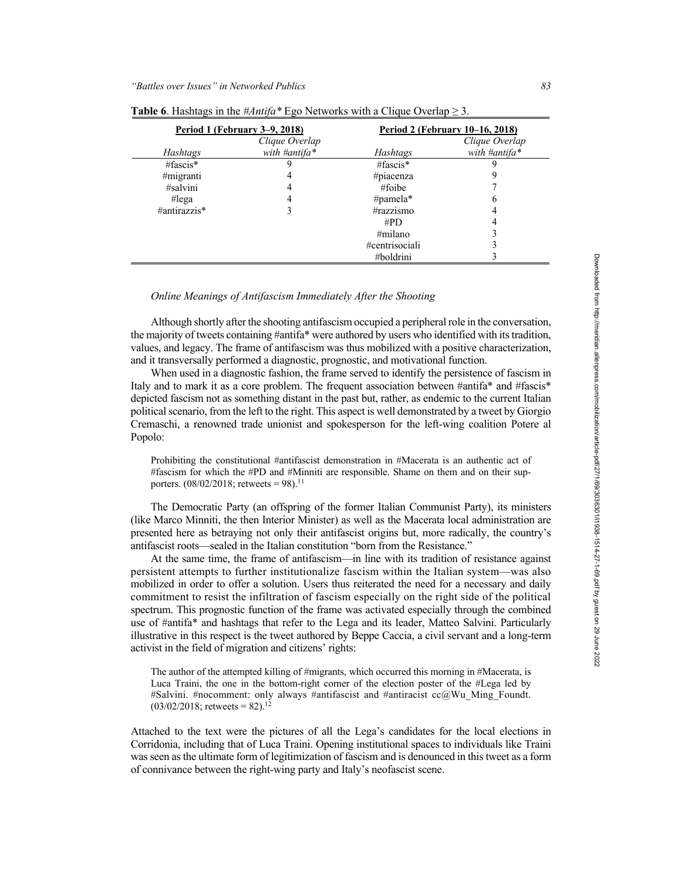**Table 6**. Hashtags in the *#Antifa** Ego Networks with a Clique Overlap ≥ 3.

| Period 1 (February 3–9, 2018) | | Period 2 (February 10–16, 2018) | |
|---|---|---|---|
| *Hashtags* | *Clique Overlap with #antifa** | *Hashtags* | *Clique Overlap with #antifa** |
| #fascis* | 9 | #fascis* | 9 |
| #migranti | 4 | #piacenza | 9 |
| #salvini | 4 | #foibe | 7 |
| #lega | 4 | #pamela* | 6 |
| #antirazzis* | 3 | #razzismo | 4 |
| | | #PD | 4 |
| | | #milano | 3 |
| | | #centrisociali | 3 |
| | | #boldrini | 3 |

### *Online Meanings of Antifascism Immediately After the Shooting*

Although shortly after the shooting antifascism occupied a peripheral role in the conversation, the majority of tweets containing #antifa* were authored by users who identified with its tradition, values, and legacy. The frame of antifascism was thus mobilized with a positive characterization, and it transversally performed a diagnostic, prognostic, and motivational function.

When used in a diagnostic fashion, the frame served to identify the persistence of fascism in Italy and to mark it as a core problem. The frequent association between #antifa* and #fascis* depicted fascism not as something distant in the past but, rather, as endemic to the current Italian political scenario, from the left to the right. This aspect is well demonstrated by a tweet by Giorgio Cremaschi, a renowned trade unionist and spokesperson for the left-wing coalition Potere al Popolo:

> Prohibiting the constitutional #antifascist demonstration in #Macerata is an authentic act of #fascism for which the #PD and #Minniti are responsible. Shame on them and on their supporters. (08/02/2018; retweets = 98).[11]

The Democratic Party (an offspring of the former Italian Communist Party), its ministers (like Marco Minniti, the then Interior Minister) as well as the Macerata local administration are presented here as betraying not only their antifascist origins but, more radically, the country's antifascist roots—sealed in the Italian constitution "born from the Resistance."

At the same time, the frame of antifascism—in line with its tradition of resistance against persistent attempts to further institutionalize fascism within the Italian system—was also mobilized in order to offer a solution. Users thus reiterated the need for a necessary and daily commitment to resist the infiltration of fascism especially on the right side of the political spectrum. This prognostic function of the frame was activated especially through the combined use of #antifa* and hashtags that refer to the Lega and its leader, Matteo Salvini. Particularly illustrative in this respect is the tweet authored by Beppe Caccia, a civil servant and a long-term activist in the field of migration and citizens' rights:

> The author of the attempted killing of #migrants, which occurred this morning in #Macerata, is Luca Traini, the one in the bottom-right corner of the election poster of the #Lega led by #Salvini. #nocomment: only always #antifascist and #antiracist cc@Wu_Ming_Foundt. (03/02/2018; retweets = 82).[12]

Attached to the text were the pictures of all the Lega's candidates for the local elections in Corridonia, including that of Luca Traini. Opening institutional spaces to individuals like Traini was seen as the ultimate form of legitimization of fascism and is denounced in this tweet as a form of connivance between the right-wing party and Italy's neofascist scene.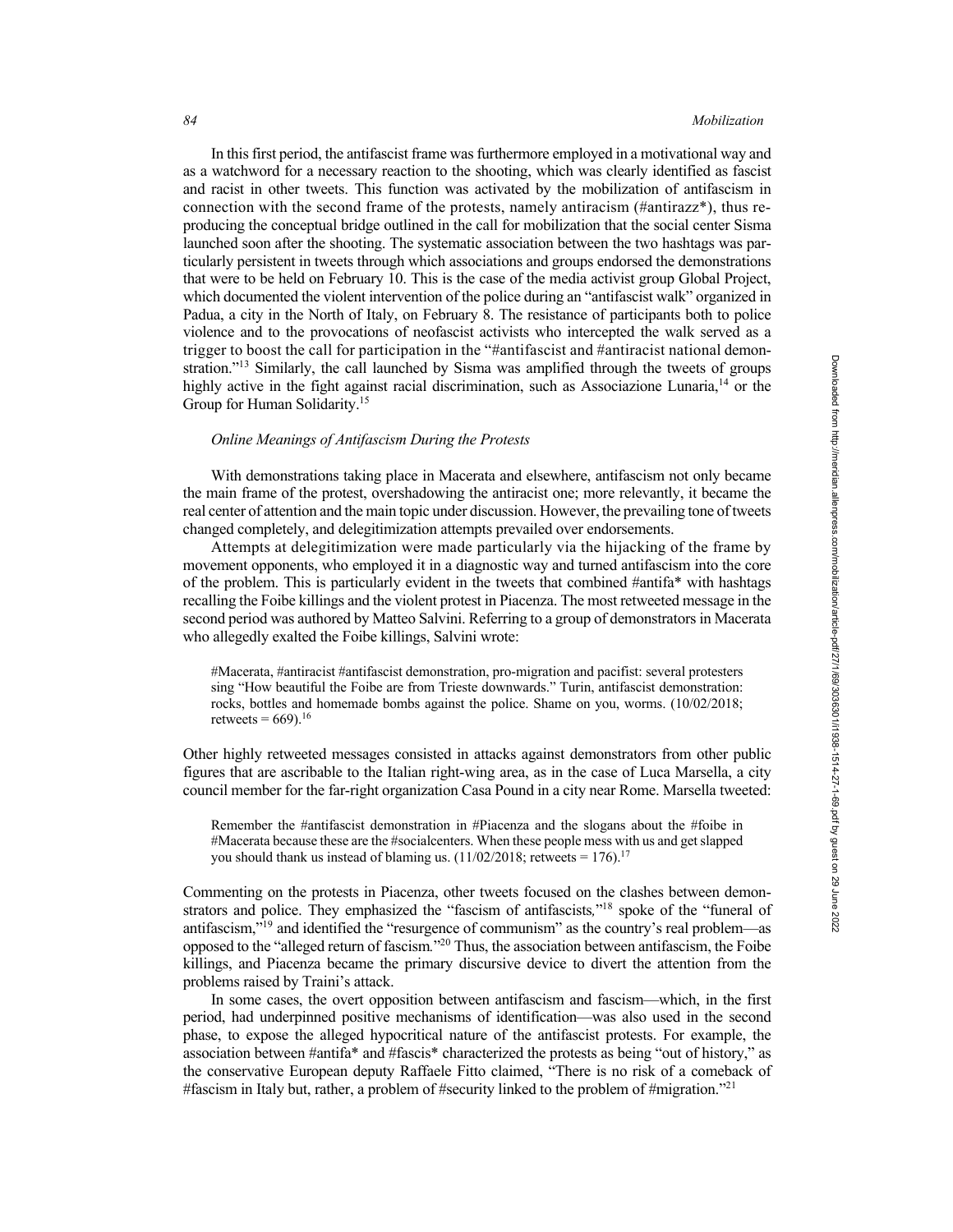In this first period, the antifascist frame was furthermore employed in a motivational way and as a watchword for a necessary reaction to the shooting, which was clearly identified as fascist and racist in other tweets. This function was activated by the mobilization of antifascism in connection with the second frame of the protests, namely antiracism (#antirazz*), thus reproducing the conceptual bridge outlined in the call for mobilization that the social center Sisma launched soon after the shooting. The systematic association between the two hashtags was particularly persistent in tweets through which associations and groups endorsed the demonstrations that were to be held on February 10. This is the case of the media activist group Global Project, which documented the violent intervention of the police during an "antifascist walk" organized in Padua, a city in the North of Italy, on February 8. The resistance of participants both to police violence and to the provocations of neofascist activists who intercepted the walk served as a trigger to boost the call for participation in the "#antifascist and #antiracist national demonstration."[13] Similarly, the call launched by Sisma was amplified through the tweets of groups highly active in the fight against racial discrimination, such as Associazione Lunaria,[14] or the Group for Human Solidarity.[15]

### *Online Meanings of Antifascism During the Protests*

With demonstrations taking place in Macerata and elsewhere, antifascism not only became the main frame of the protest, overshadowing the antiracist one; more relevantly, it became the real center of attention and the main topic under discussion. However, the prevailing tone of tweets changed completely, and delegitimization attempts prevailed over endorsements.

Attempts at delegitimization were made particularly via the hijacking of the frame by movement opponents, who employed it in a diagnostic way and turned antifascism into the core of the problem. This is particularly evident in the tweets that combined #antifa* with hashtags recalling the Foibe killings and the violent protest in Piacenza. The most retweeted message in the second period was authored by Matteo Salvini. Referring to a group of demonstrators in Macerata who allegedly exalted the Foibe killings, Salvini wrote:

> #Macerata, #antiracist #antifascist demonstration, pro-migration and pacifist: several protesters sing "How beautiful the Foibe are from Trieste downwards." Turin, antifascist demonstration: rocks, bottles and homemade bombs against the police. Shame on you, worms. (10/02/2018; retweets = 669).[16]

Other highly retweeted messages consisted in attacks against demonstrators from other public figures that are ascribable to the Italian right-wing area, as in the case of Luca Marsella, a city council member for the far-right organization Casa Pound in a city near Rome. Marsella tweeted:

> Remember the #antifascist demonstration in #Piacenza and the slogans about the #foibe in #Macerata because these are the #socialcenters. When these people mess with us and get slapped you should thank us instead of blaming us. (11/02/2018; retweets = 176).[17]

Commenting on the protests in Piacenza, other tweets focused on the clashes between demonstrators and police. They emphasized the "fascism of antifascists,"[18] spoke of the "funeral of antifascism,"[19] and identified the "resurgence of communism" as the country's real problem—as opposed to the "alleged return of fascism."[20] Thus, the association between antifascism, the Foibe killings, and Piacenza became the primary discursive device to divert the attention from the problems raised by Traini's attack.

In some cases, the overt opposition between antifascism and fascism—which, in the first period, had underpinned positive mechanisms of identification—was also used in the second phase, to expose the alleged hypocritical nature of the antifascist protests. For example, the association between #antifa* and #fascis* characterized the protests as being "out of history," as the conservative European deputy Raffaele Fitto claimed, "There is no risk of a comeback of #fascism in Italy but, rather, a problem of #security linked to the problem of #migration."[21]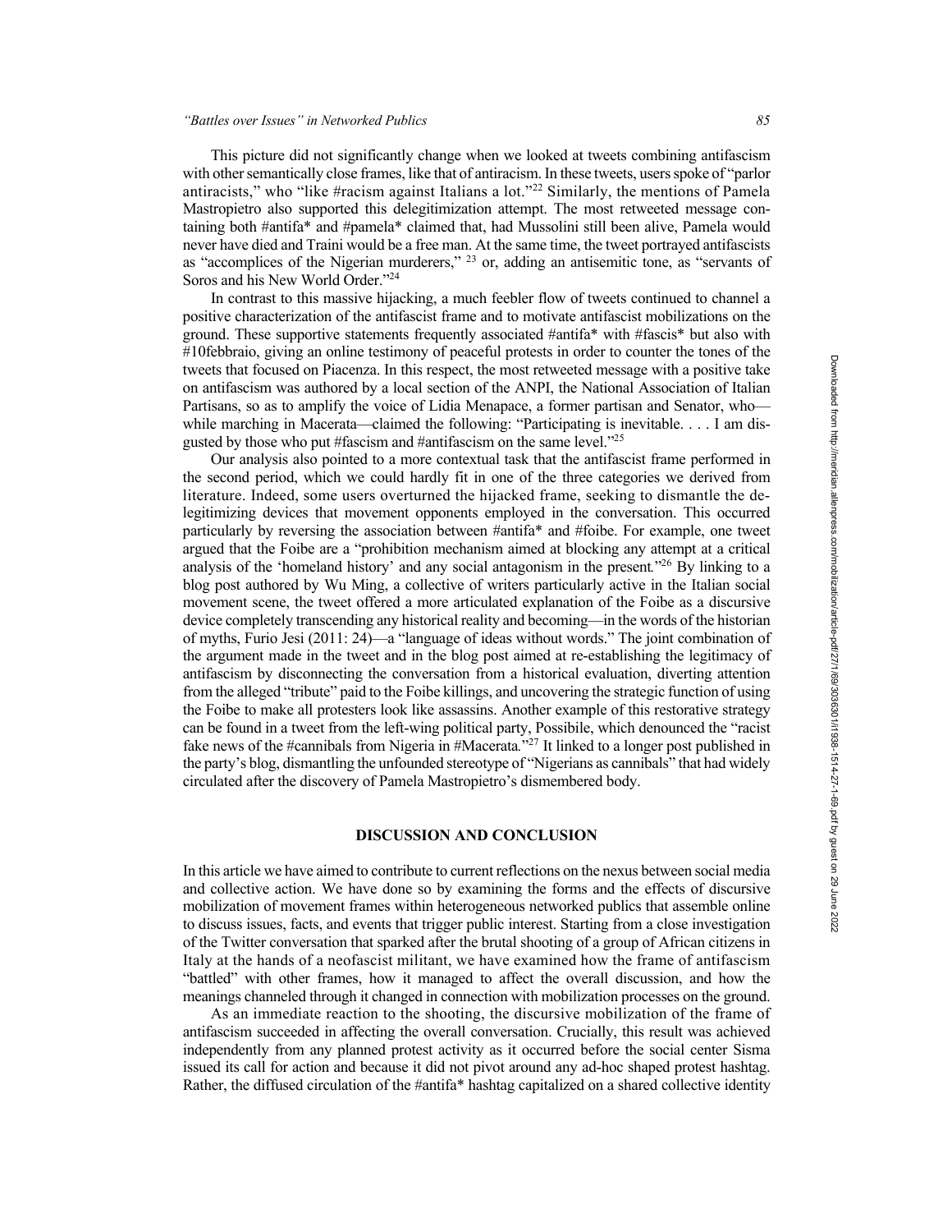This picture did not significantly change when we looked at tweets combining antifascism with other semantically close frames, like that of antiracism. In these tweets, users spoke of "parlor antiracists," who "like #racism against Italians a lot."[22] Similarly, the mentions of Pamela Mastropietro also supported this delegitimization attempt. The most retweeted message containing both #antifa* and #pamela* claimed that, had Mussolini still been alive, Pamela would never have died and Traini would be a free man. At the same time, the tweet portrayed antifascists as "accomplices of the Nigerian murderers," [23] or, adding an antisemitic tone, as "servants of Soros and his New World Order."[24]

In contrast to this massive hijacking, a much feebler flow of tweets continued to channel a positive characterization of the antifascist frame and to motivate antifascist mobilizations on the ground. These supportive statements frequently associated #antifa* with #fascis* but also with #10febbraio, giving an online testimony of peaceful protests in order to counter the tones of the tweets that focused on Piacenza. In this respect, the most retweeted message with a positive take on antifascism was authored by a local section of the ANPI, the National Association of Italian Partisans, so as to amplify the voice of Lidia Menapace, a former partisan and Senator, who—while marching in Macerata—claimed the following: "Participating is inevitable. . . . I am disgusted by those who put #fascism and #antifascism on the same level."[25]

Our analysis also pointed to a more contextual task that the antifascist frame performed in the second period, which we could hardly fit in one of the three categories we derived from literature. Indeed, some users overturned the hijacked frame, seeking to dismantle the delegitimizing devices that movement opponents employed in the conversation. This occurred particularly by reversing the association between #antifa* and #foibe. For example, one tweet argued that the Foibe are a "prohibition mechanism aimed at blocking any attempt at a critical analysis of the 'homeland history' and any social antagonism in the present."[26] By linking to a blog post authored by Wu Ming, a collective of writers particularly active in the Italian social movement scene, the tweet offered a more articulated explanation of the Foibe as a discursive device completely transcending any historical reality and becoming—in the words of the historian of myths, Furio Jesi (2011: 24)—a "language of ideas without words." The joint combination of the argument made in the tweet and in the blog post aimed at re-establishing the legitimacy of antifascism by disconnecting the conversation from a historical evaluation, diverting attention from the alleged "tribute" paid to the Foibe killings, and uncovering the strategic function of using the Foibe to make all protesters look like assassins. Another example of this restorative strategy can be found in a tweet from the left-wing political party, Possibile, which denounced the "racist fake news of the #cannibals from Nigeria in #Macerata."[27] It linked to a longer post published in the party's blog, dismantling the unfounded stereotype of "Nigerians as cannibals" that had widely circulated after the discovery of Pamela Mastropietro's dismembered body.

## DISCUSSION AND CONCLUSION

In this article we have aimed to contribute to current reflections on the nexus between social media and collective action. We have done so by examining the forms and the effects of discursive mobilization of movement frames within heterogeneous networked publics that assemble online to discuss issues, facts, and events that trigger public interest. Starting from a close investigation of the Twitter conversation that sparked after the brutal shooting of a group of African citizens in Italy at the hands of a neofascist militant, we have examined how the frame of antifascism "battled" with other frames, how it managed to affect the overall discussion, and how the meanings channeled through it changed in connection with mobilization processes on the ground.

As an immediate reaction to the shooting, the discursive mobilization of the frame of antifascism succeeded in affecting the overall conversation. Crucially, this result was achieved independently from any planned protest activity as it occurred before the social center Sisma issued its call for action and because it did not pivot around any ad-hoc shaped protest hashtag. Rather, the diffused circulation of the #antifa* hashtag capitalized on a shared collective identity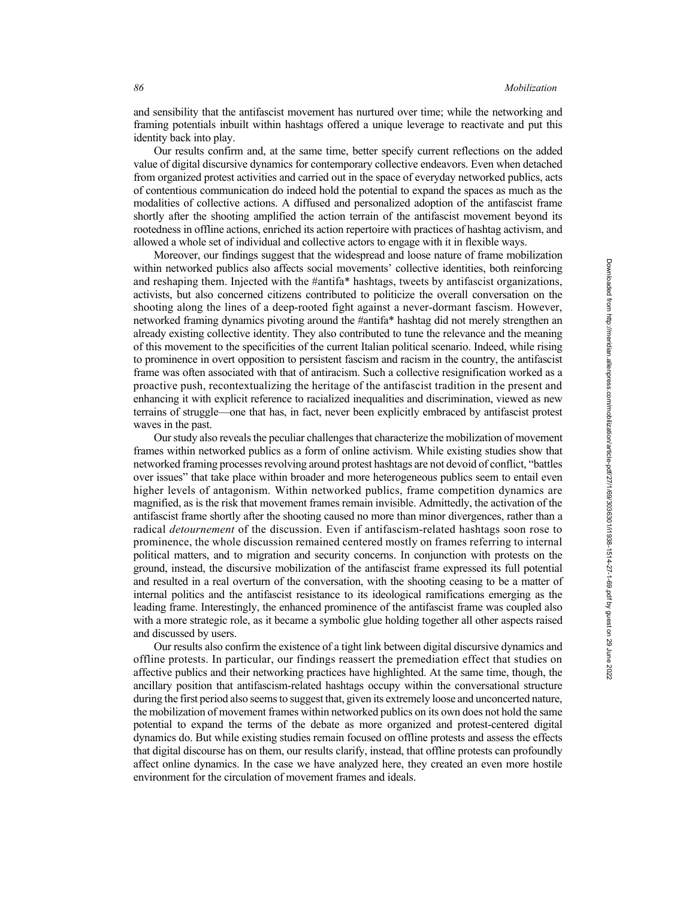and sensibility that the antifascist movement has nurtured over time; while the networking and framing potentials inbuilt within hashtags offered a unique leverage to reactivate and put this identity back into play.

Our results confirm and, at the same time, better specify current reflections on the added value of digital discursive dynamics for contemporary collective endeavors. Even when detached from organized protest activities and carried out in the space of everyday networked publics, acts of contentious communication do indeed hold the potential to expand the spaces as much as the modalities of collective actions. A diffused and personalized adoption of the antifascist frame shortly after the shooting amplified the action terrain of the antifascist movement beyond its rootedness in offline actions, enriched its action repertoire with practices of hashtag activism, and allowed a whole set of individual and collective actors to engage with it in flexible ways.

Moreover, our findings suggest that the widespread and loose nature of frame mobilization within networked publics also affects social movements' collective identities, both reinforcing and reshaping them. Injected with the #antifa* hashtags, tweets by antifascist organizations, activists, but also concerned citizens contributed to politicize the overall conversation on the shooting along the lines of a deep-rooted fight against a never-dormant fascism. However, networked framing dynamics pivoting around the #antifa* hashtag did not merely strengthen an already existing collective identity. They also contributed to tune the relevance and the meaning of this movement to the specificities of the current Italian political scenario. Indeed, while rising to prominence in overt opposition to persistent fascism and racism in the country, the antifascist frame was often associated with that of antiracism. Such a collective resignification worked as a proactive push, recontextualizing the heritage of the antifascist tradition in the present and enhancing it with explicit reference to racialized inequalities and discrimination, viewed as new terrains of struggle—one that has, in fact, never been explicitly embraced by antifascist protest waves in the past.

Our study also reveals the peculiar challenges that characterize the mobilization of movement frames within networked publics as a form of online activism. While existing studies show that networked framing processes revolving around protest hashtags are not devoid of conflict, "battles over issues" that take place within broader and more heterogeneous publics seem to entail even higher levels of antagonism. Within networked publics, frame competition dynamics are magnified, as is the risk that movement frames remain invisible. Admittedly, the activation of the antifascist frame shortly after the shooting caused no more than minor divergences, rather than a radical *detournement* of the discussion. Even if antifascism-related hashtags soon rose to prominence, the whole discussion remained centered mostly on frames referring to internal political matters, and to migration and security concerns. In conjunction with protests on the ground, instead, the discursive mobilization of the antifascist frame expressed its full potential and resulted in a real overturn of the conversation, with the shooting ceasing to be a matter of internal politics and the antifascist resistance to its ideological ramifications emerging as the leading frame. Interestingly, the enhanced prominence of the antifascist frame was coupled also with a more strategic role, as it became a symbolic glue holding together all other aspects raised and discussed by users.

Our results also confirm the existence of a tight link between digital discursive dynamics and offline protests. In particular, our findings reassert the premediation effect that studies on affective publics and their networking practices have highlighted. At the same time, though, the ancillary position that antifascism-related hashtags occupy within the conversational structure during the first period also seems to suggest that, given its extremely loose and unconcerted nature, the mobilization of movement frames within networked publics on its own does not hold the same potential to expand the terms of the debate as more organized and protest-centered digital dynamics do. But while existing studies remain focused on offline protests and assess the effects that digital discourse has on them, our results clarify, instead, that offline protests can profoundly affect online dynamics. In the case we have analyzed here, they created an even more hostile environment for the circulation of movement frames and ideals.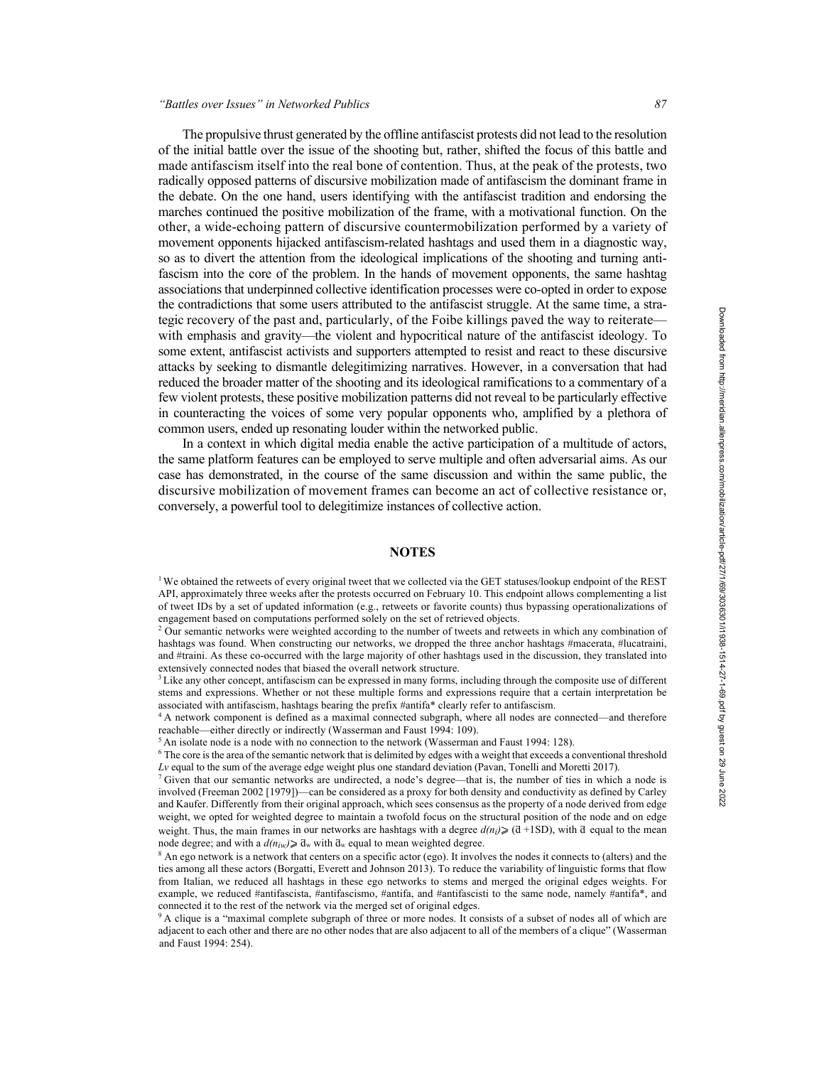The propulsive thrust generated by the offline antifascist protests did not lead to the resolution of the initial battle over the issue of the shooting but, rather, shifted the focus of this battle and made antifascism itself into the real bone of contention. Thus, at the peak of the protests, two radically opposed patterns of discursive mobilization made of antifascism the dominant frame in the debate. On the one hand, users identifying with the antifascist tradition and endorsing the marches continued the positive mobilization of the frame, with a motivational function. On the other, a wide-echoing pattern of discursive countermobilization performed by a variety of movement opponents hijacked antifascism-related hashtags and used them in a diagnostic way, so as to divert the attention from the ideological implications of the shooting and turning antifascism into the core of the problem. In the hands of movement opponents, the same hashtag associations that underpinned collective identification processes were co-opted in order to expose the contradictions that some users attributed to the antifascist struggle. At the same time, a strategic recovery of the past and, particularly, of the Foibe killings paved the way to reiterate—with emphasis and gravity—the violent and hypocritical nature of the antifascist ideology. To some extent, antifascist activists and supporters attempted to resist and react to these discursive attacks by seeking to dismantle delegitimizing narratives. However, in a conversation that had reduced the broader matter of the shooting and its ideological ramifications to a commentary of a few violent protests, these positive mobilization patterns did not reveal to be particularly effective in counteracting the voices of some very popular opponents who, amplified by a plethora of common users, ended up resonating louder within the networked public.

In a context in which digital media enable the active participation of a multitude of actors, the same platform features can be employed to serve multiple and often adversarial aims. As our case has demonstrated, in the course of the same discussion and within the same public, the discursive mobilization of movement frames can become an act of collective resistance or, conversely, a powerful tool to delegitimize instances of collective action.

## NOTES

[1] We obtained the retweets of every original tweet that we collected via the GET statuses/lookup endpoint of the REST API, approximately three weeks after the protests occurred on February 10. This endpoint allows complementing a list of tweet IDs by a set of updated information (e.g., retweets or favorite counts) thus bypassing operationalizations of engagement based on computations performed solely on the set of retrieved objects.

[2] Our semantic networks were weighted according to the number of tweets and retweets in which any combination of hashtags was found. When constructing our networks, we dropped the three anchor hashtags #macerata, #lucatraini, and #traini. As these co-occurred with the large majority of other hashtags used in the discussion, they translated into extensively connected nodes that biased the overall network structure.

[3] Like any other concept, antifascism can be expressed in many forms, including through the composite use of different stems and expressions. Whether or not these multiple forms and expressions require that a certain interpretation be associated with antifascism, hashtags bearing the prefix #antifa* clearly refer to antifascism.

[4] A network component is defined as a maximal connected subgraph, where all nodes are connected—and therefore reachable—either directly or indirectly (Wasserman and Faust 1994: 109).

[5] An isolate node is a node with no connection to the network (Wasserman and Faust 1994: 128).

[6] The core is the area of the semantic network that is delimited by edges with a weight that exceeds a conventional threshold *Lv* equal to the sum of the average edge weight plus one standard deviation (Pavan, Tonelli and Moretti 2017).

[7] Given that our semantic networks are undirected, a node's degree—that is, the number of ties in which a node is involved (Freeman 2002 [1979])—can be considered as a proxy for both density and conductivity as defined by Carley and Kaufer. Differently from their original approach, which sees consensus as the property of a node derived from edge weight, we opted for weighted degree to maintain a twofold focus on the structural position of the node and on edge weight. Thus, the main frames in our networks are hashtags with a degree $d(n_i) \geqslant (\bar{d} + 1SD)$, with $\bar{d}$ equal to the mean node degree; and with a $d(n_{iw}) \geqslant \bar{d}_w$ with $\bar{d}_w$ equal to mean weighted degree.

[8] An ego network is a network that centers on a specific actor (ego). It involves the nodes it connects to (alters) and the ties among all these actors (Borgatti, Everett and Johnson 2013). To reduce the variability of linguistic forms that flow from Italian, we reduced all hashtags in these ego networks to stems and merged the original edges weights. For example, we reduced #antifascista, #antifascismo, #antifa, and #antifascisti to the same node, namely #antifa*, and connected it to the rest of the network via the merged set of original edges.

[9] A clique is a "maximal complete subgraph of three or more nodes. It consists of a subset of nodes all of which are adjacent to each other and there are no other nodes that are also adjacent to all of the members of a clique" (Wasserman and Faust 1994: 254).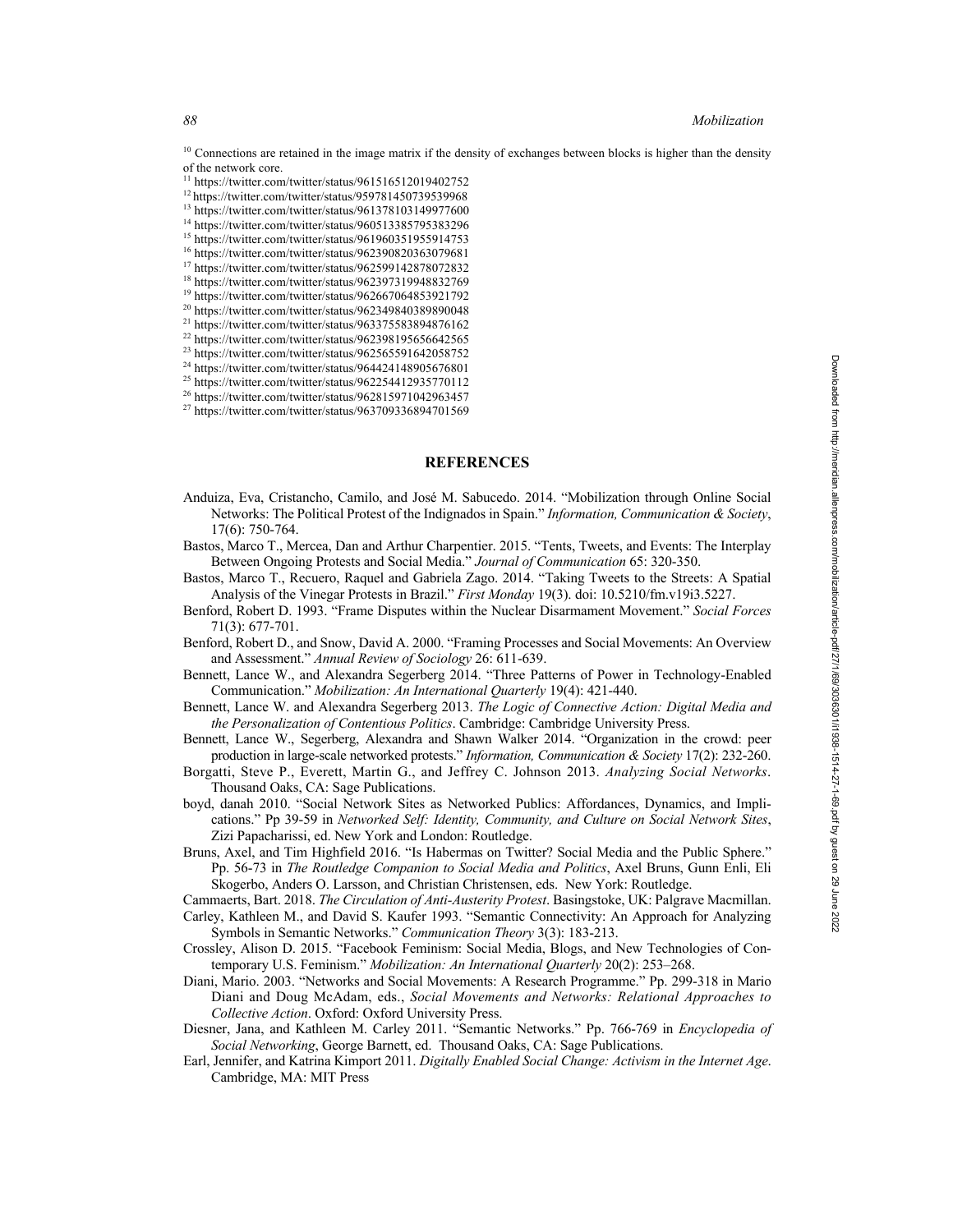[10] Connections are retained in the image matrix if the density of exchanges between blocks is higher than the density of the network core.

[11] https://twitter.com/twitter/status/961516512019402752

[12] https://twitter.com/twitter/status/959781450739539968

[13] https://twitter.com/twitter/status/961378103149977600

[14] https://twitter.com/twitter/status/960513385795383296

[15] https://twitter.com/twitter/status/961960351955914753

[16] https://twitter.com/twitter/status/962390820363079681

[17] https://twitter.com/twitter/status/962599142878072832

[18] https://twitter.com/twitter/status/962397319948832769

[19] https://twitter.com/twitter/status/962667064853921792

[20] https://twitter.com/twitter/status/962349840389890048

[21] https://twitter.com/twitter/status/963375583894876162

[22] https://twitter.com/twitter/status/962398195656642565

[23] https://twitter.com/twitter/status/962565591642058752

[24] https://twitter.com/twitter/status/964424148905676801

[25] https://twitter.com/twitter/status/962254412935770112

[26] https://twitter.com/twitter/status/962815971042963457

[27] https://twitter.com/twitter/status/963709336894701569

## REFERENCES

Anduiza, Eva, Cristancho, Camilo, and José M. Sabucedo. 2014. "Mobilization through Online Social Networks: The Political Protest of the Indignados in Spain." *Information, Communication & Society*, 17(6): 750-764.

Bastos, Marco T., Mercea, Dan and Arthur Charpentier. 2015. "Tents, Tweets, and Events: The Interplay Between Ongoing Protests and Social Media." *Journal of Communication* 65: 320-350.

Bastos, Marco T., Recuero, Raquel and Gabriela Zago. 2014. "Taking Tweets to the Streets: A Spatial Analysis of the Vinegar Protests in Brazil." *First Monday* 19(3). doi: 10.5210/fm.v19i3.5227.

Benford, Robert D. 1993. "Frame Disputes within the Nuclear Disarmament Movement." *Social Forces* 71(3): 677-701.

Benford, Robert D., and Snow, David A. 2000. "Framing Processes and Social Movements: An Overview and Assessment." *Annual Review of Sociology* 26: 611-639.

Bennett, Lance W., and Alexandra Segerberg 2014. "Three Patterns of Power in Technology-Enabled Communication." *Mobilization: An International Quarterly* 19(4): 421-440.

Bennett, Lance W. and Alexandra Segerberg 2013. *The Logic of Connective Action: Digital Media and the Personalization of Contentious Politics*. Cambridge: Cambridge University Press.

Bennett, Lance W., Segerberg, Alexandra and Shawn Walker 2014. "Organization in the crowd: peer production in large-scale networked protests." *Information, Communication & Society* 17(2): 232-260.

Borgatti, Steve P., Everett, Martin G., and Jeffrey C. Johnson 2013. *Analyzing Social Networks*. Thousand Oaks, CA: Sage Publications.

boyd, danah 2010. "Social Network Sites as Networked Publics: Affordances, Dynamics, and Implications." Pp 39-59 in *Networked Self: Identity, Community, and Culture on Social Network Sites*, Zizi Papacharissi, ed. New York and London: Routledge.

Bruns, Axel, and Tim Highfield 2016. "Is Habermas on Twitter? Social Media and the Public Sphere." Pp. 56-73 in *The Routledge Companion to Social Media and Politics*, Axel Bruns, Gunn Enli, Eli Skogerbo, Anders O. Larsson, and Christian Christensen, eds. New York: Routledge.

Cammaerts, Bart. 2018. *The Circulation of Anti-Austerity Protest*. Basingstoke, UK: Palgrave Macmillan.

Carley, Kathleen M., and David S. Kaufer 1993. "Semantic Connectivity: An Approach for Analyzing Symbols in Semantic Networks." *Communication Theory* 3(3): 183-213.

Crossley, Alison D. 2015. "Facebook Feminism: Social Media, Blogs, and New Technologies of Contemporary U.S. Feminism." *Mobilization: An International Quarterly* 20(2): 253–268.

Diani, Mario. 2003. "Networks and Social Movements: A Research Programme." Pp. 299-318 in Mario Diani and Doug McAdam, eds., *Social Movements and Networks: Relational Approaches to Collective Action*. Oxford: Oxford University Press.

Diesner, Jana, and Kathleen M. Carley 2011. "Semantic Networks." Pp. 766-769 in *Encyclopedia of Social Networking*, George Barnett, ed. Thousand Oaks, CA: Sage Publications.

Earl, Jennifer, and Katrina Kimport 2011. *Digitally Enabled Social Change: Activism in the Internet Age*. Cambridge, MA: MIT Press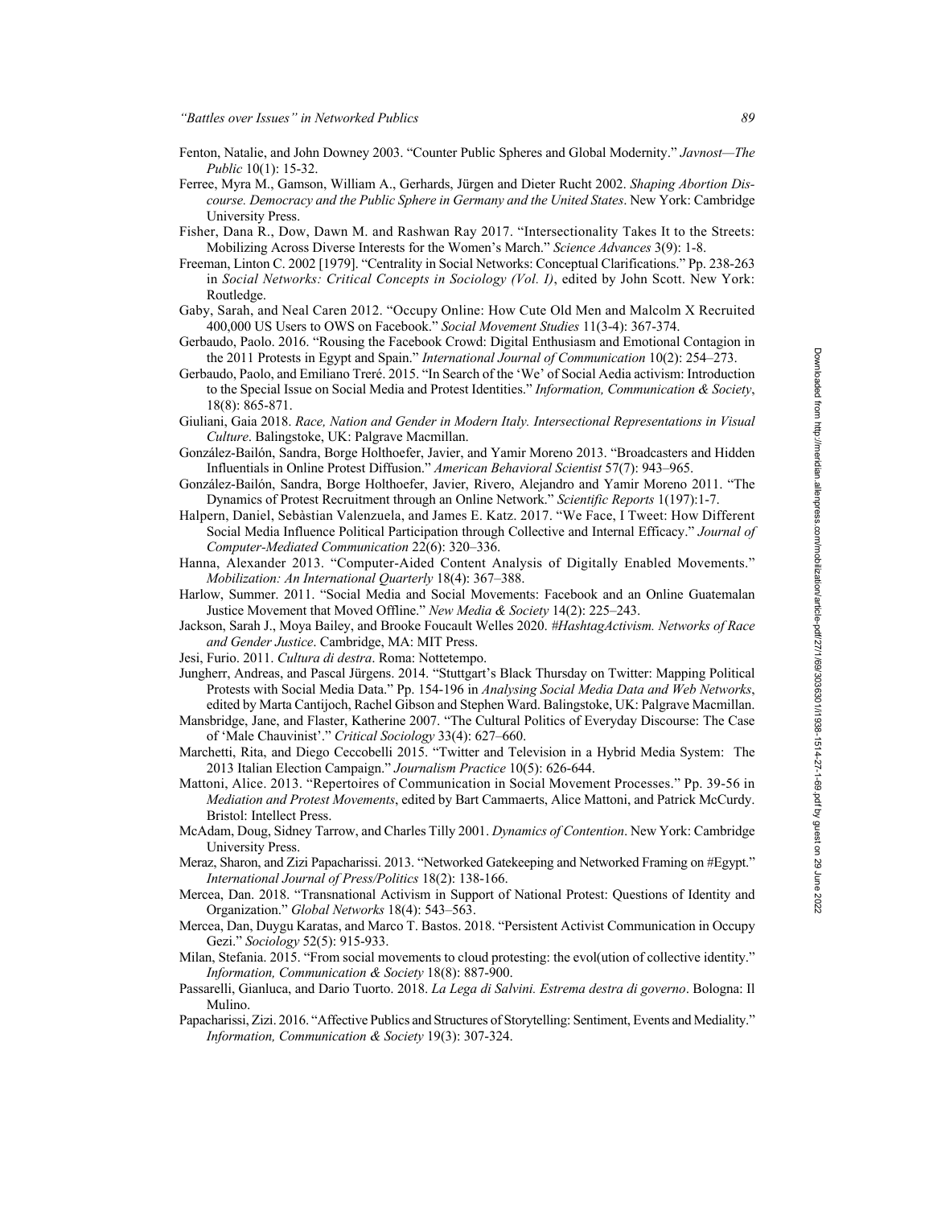Fenton, Natalie, and John Downey 2003. "Counter Public Spheres and Global Modernity." *Javnost—The Public* 10(1): 15-32.

Ferree, Myra M., Gamson, William A., Gerhards, Jürgen and Dieter Rucht 2002. *Shaping Abortion Discourse. Democracy and the Public Sphere in Germany and the United States*. New York: Cambridge University Press.

Fisher, Dana R., Dow, Dawn M. and Rashwan Ray 2017. "Intersectionality Takes It to the Streets: Mobilizing Across Diverse Interests for the Women's March." *Science Advances* 3(9): 1-8.

Freeman, Linton C. 2002 [1979]. "Centrality in Social Networks: Conceptual Clarifications." Pp. 238-263 in *Social Networks: Critical Concepts in Sociology (Vol. I)*, edited by John Scott. New York: Routledge.

Gaby, Sarah, and Neal Caren 2012. "Occupy Online: How Cute Old Men and Malcolm X Recruited 400,000 US Users to OWS on Facebook." *Social Movement Studies* 11(3-4): 367-374.

Gerbaudo, Paolo. 2016. "Rousing the Facebook Crowd: Digital Enthusiasm and Emotional Contagion in the 2011 Protests in Egypt and Spain." *International Journal of Communication* 10(2): 254–273.

Gerbaudo, Paolo, and Emiliano Treré. 2015. "In Search of the 'We' of Social Aedia activism: Introduction to the Special Issue on Social Media and Protest Identities." *Information, Communication & Society*, 18(8): 865-871.

Giuliani, Gaia 2018. *Race, Nation and Gender in Modern Italy. Intersectional Representations in Visual Culture*. Balingstoke, UK: Palgrave Macmillan.

González-Bailón, Sandra, Borge Holthoefer, Javier, and Yamir Moreno 2013. "Broadcasters and Hidden Influentials in Online Protest Diffusion." *American Behavioral Scientist* 57(7): 943–965.

González-Bailón, Sandra, Borge Holthoefer, Javier, Rivero, Alejandro and Yamir Moreno 2011. "The Dynamics of Protest Recruitment through an Online Network." *Scientific Reports* 1(197):1-7.

Halpern, Daniel, Sebàstian Valenzuela, and James E. Katz. 2017. "We Face, I Tweet: How Different Social Media Influence Political Participation through Collective and Internal Efficacy." *Journal of Computer-Mediated Communication* 22(6): 320–336.

Hanna, Alexander 2013. "Computer-Aided Content Analysis of Digitally Enabled Movements." *Mobilization: An International Quarterly* 18(4): 367–388.

Harlow, Summer. 2011. "Social Media and Social Movements: Facebook and an Online Guatemalan Justice Movement that Moved Offline." *New Media & Society* 14(2): 225–243.

Jackson, Sarah J., Moya Bailey, and Brooke Foucault Welles 2020. *#HashtagActivism. Networks of Race and Gender Justice*. Cambridge, MA: MIT Press.

Jesi, Furio. 2011. *Cultura di destra*. Roma: Nottetempo.

Jungherr, Andreas, and Pascal Jürgens. 2014. "Stuttgart's Black Thursday on Twitter: Mapping Political Protests with Social Media Data." Pp. 154-196 in *Analysing Social Media Data and Web Networks*, edited by Marta Cantijoch, Rachel Gibson and Stephen Ward. Balingstoke, UK: Palgrave Macmillan.

Mansbridge, Jane, and Flaster, Katherine 2007. "The Cultural Politics of Everyday Discourse: The Case of 'Male Chauvinist'." *Critical Sociology* 33(4): 627–660.

Marchetti, Rita, and Diego Ceccobelli 2015. "Twitter and Television in a Hybrid Media System: The 2013 Italian Election Campaign." *Journalism Practice* 10(5): 626-644.

Mattoni, Alice. 2013. "Repertoires of Communication in Social Movement Processes." Pp. 39-56 in *Mediation and Protest Movements*, edited by Bart Cammaerts, Alice Mattoni, and Patrick McCurdy. Bristol: Intellect Press.

McAdam, Doug, Sidney Tarrow, and Charles Tilly 2001. *Dynamics of Contention*. New York: Cambridge University Press.

Meraz, Sharon, and Zizi Papacharissi. 2013. "Networked Gatekeeping and Networked Framing on #Egypt." *International Journal of Press/Politics* 18(2): 138-166.

Mercea, Dan. 2018. "Transnational Activism in Support of National Protest: Questions of Identity and Organization." *Global Networks* 18(4): 543–563.

Mercea, Dan, Duygu Karatas, and Marco T. Bastos. 2018. "Persistent Activist Communication in Occupy Gezi." *Sociology* 52(5): 915-933.

Milan, Stefania. 2015. "From social movements to cloud protesting: the evol(ution of collective identity." *Information, Communication & Society* 18(8): 887-900.

Passarelli, Gianluca, and Dario Tuorto. 2018. *La Lega di Salvini. Estrema destra di governo*. Bologna: Il Mulino.

Papacharissi, Zizi. 2016. "Affective Publics and Structures of Storytelling: Sentiment, Events and Mediality." *Information, Communication & Society* 19(3): 307-324.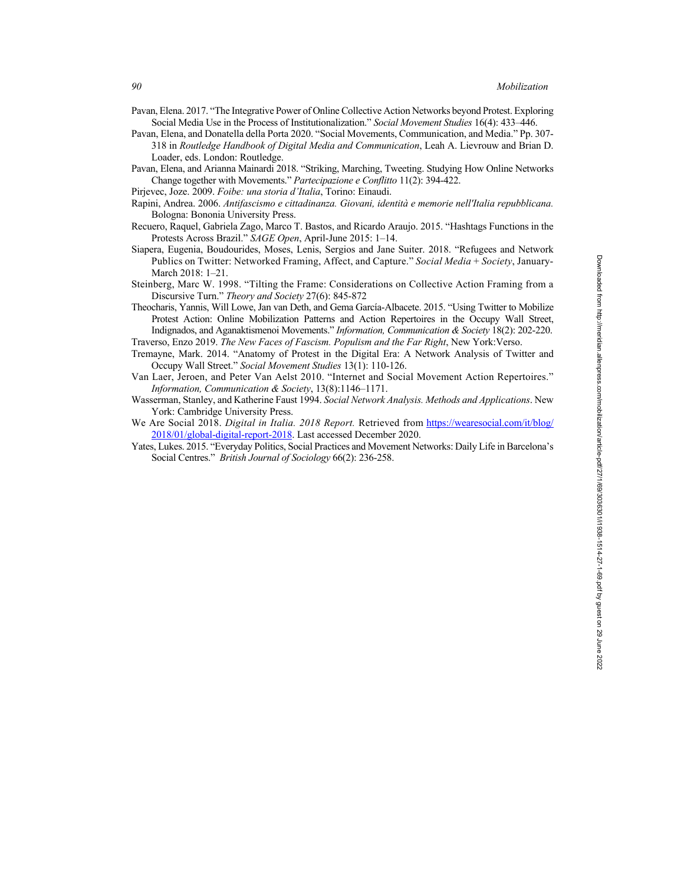Pavan, Elena. 2017. "The Integrative Power of Online Collective Action Networks beyond Protest. Exploring Social Media Use in the Process of Institutionalization." *Social Movement Studies* 16(4): 433–446.

Pavan, Elena, and Donatella della Porta 2020. "Social Movements, Communication, and Media." Pp. 307-318 in *Routledge Handbook of Digital Media and Communication*, Leah A. Lievrouw and Brian D. Loader, eds. London: Routledge.

Pavan, Elena, and Arianna Mainardi 2018. "Striking, Marching, Tweeting. Studying How Online Networks Change together with Movements." *Partecipazione e Conflitto* 11(2): 394-422.

Pirjevec, Joze. 2009. *Foibe: una storia d'Italia*, Torino: Einaudi.

Rapini, Andrea. 2006. *Antifascismo e cittadinanza. Giovani, identità e memorie nell'Italia repubblicana.* Bologna: Bononia University Press.

Recuero, Raquel, Gabriela Zago, Marco T. Bastos, and Ricardo Araujo. 2015. "Hashtags Functions in the Protests Across Brazil." *SAGE Open*, April-June 2015: 1–14.

Siapera, Eugenia, Boudourides, Moses, Lenis, Sergios and Jane Suiter. 2018. "Refugees and Network Publics on Twitter: Networked Framing, Affect, and Capture." *Social Media + Society*, January-March 2018: 1–21.

Steinberg, Marc W. 1998. "Tilting the Frame: Considerations on Collective Action Framing from a Discursive Turn." *Theory and Society* 27(6): 845-872

Theocharis, Yannis, Will Lowe, Jan van Deth, and Gema García-Albacete. 2015. "Using Twitter to Mobilize Protest Action: Online Mobilization Patterns and Action Repertoires in the Occupy Wall Street, Indignados, and Aganaktismenoi Movements." *Information, Communication & Society* 18(2): 202-220.

Traverso, Enzo 2019. *The New Faces of Fascism. Populism and the Far Right*, New York:Verso.

Tremayne, Mark. 2014. "Anatomy of Protest in the Digital Era: A Network Analysis of Twitter and Occupy Wall Street." *Social Movement Studies* 13(1): 110-126.

Van Laer, Jeroen, and Peter Van Aelst 2010. "Internet and Social Movement Action Repertoires." *Information, Communication & Society*, 13(8):1146–1171.

Wasserman, Stanley, and Katherine Faust 1994. *Social Network Analysis. Methods and Applications*. New York: Cambridge University Press.

We Are Social 2018. *Digital in Italia. 2018 Report.* Retrieved from https://wearesocial.com/it/blog/2018/01/global-digital-report-2018. Last accessed December 2020.

Yates, Lukes. 2015. "Everyday Politics, Social Practices and Movement Networks: Daily Life in Barcelona's Social Centres." *British Journal of Sociology* 66(2): 236-258.